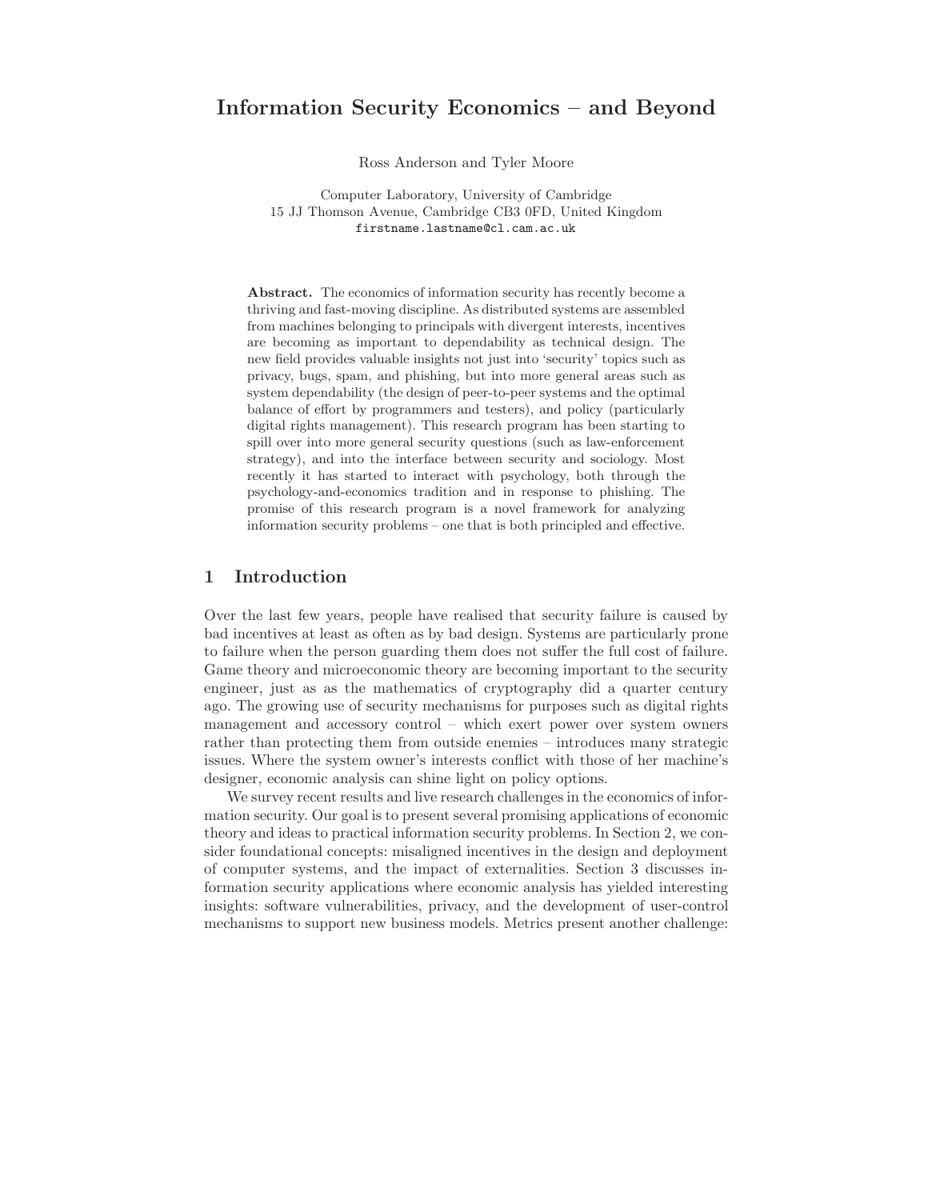# Information Security Economics – and Beyond

Ross Anderson and Tyler Moore

Computer Laboratory, University of Cambridge
15 JJ Thomson Avenue, Cambridge CB3 0FD, United Kingdom
firstname.lastname@cl.cam.ac.uk

**Abstract.** The economics of information security has recently become a thriving and fast-moving discipline. As distributed systems are assembled from machines belonging to principals with divergent interests, incentives are becoming as important to dependability as technical design. The new field provides valuable insights not just into 'security' topics such as privacy, bugs, spam, and phishing, but into more general areas such as system dependability (the design of peer-to-peer systems and the optimal balance of effort by programmers and testers), and policy (particularly digital rights management). This research program has been starting to spill over into more general security questions (such as law-enforcement strategy), and into the interface between security and sociology. Most recently it has started to interact with psychology, both through the psychology-and-economics tradition and in response to phishing. The promise of this research program is a novel framework for analyzing information security problems – one that is both principled and effective.

## 1 Introduction

Over the last few years, people have realised that security failure is caused by bad incentives at least as often as by bad design. Systems are particularly prone to failure when the person guarding them does not suffer the full cost of failure. Game theory and microeconomic theory are becoming important to the security engineer, just as as the mathematics of cryptography did a quarter century ago. The growing use of security mechanisms for purposes such as digital rights management and accessory control – which exert power over system owners rather than protecting them from outside enemies – introduces many strategic issues. Where the system owner's interests conflict with those of her machine's designer, economic analysis can shine light on policy options.

We survey recent results and live research challenges in the economics of information security. Our goal is to present several promising applications of economic theory and ideas to practical information security problems. In Section 2, we consider foundational concepts: misaligned incentives in the design and deployment of computer systems, and the impact of externalities. Section 3 discusses information security applications where economic analysis has yielded interesting insights: software vulnerabilities, privacy, and the development of user-control mechanisms to support new business models. Metrics present another challenge: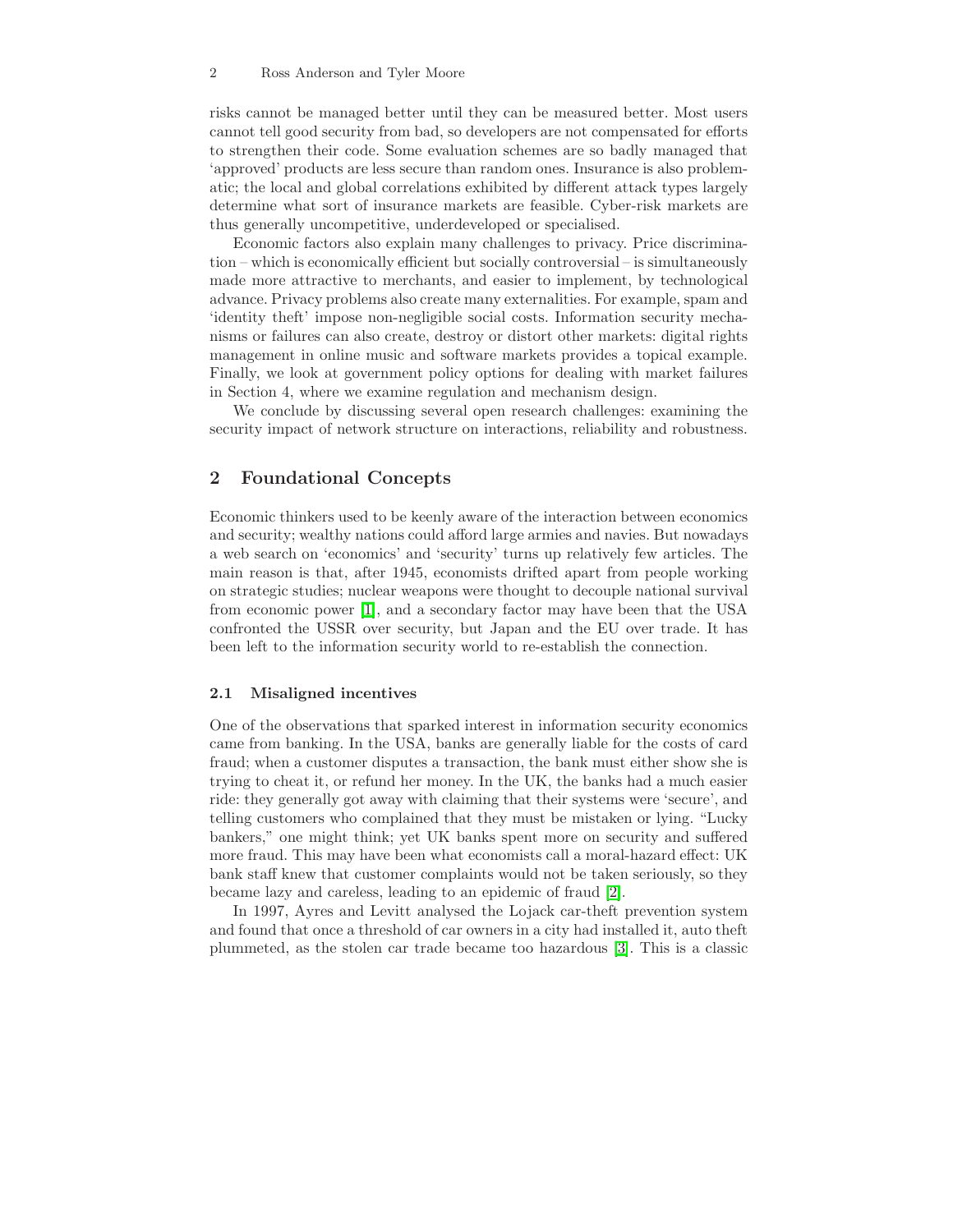risks cannot be managed better until they can be measured better. Most users cannot tell good security from bad, so developers are not compensated for efforts to strengthen their code. Some evaluation schemes are so badly managed that 'approved' products are less secure than random ones. Insurance is also problematic; the local and global correlations exhibited by different attack types largely determine what sort of insurance markets are feasible. Cyber-risk markets are thus generally uncompetitive, underdeveloped or specialised.

Economic factors also explain many challenges to privacy. Price discrimination – which is economically efficient but socially controversial – is simultaneously made more attractive to merchants, and easier to implement, by technological advance. Privacy problems also create many externalities. For example, spam and 'identity theft' impose non-negligible social costs. Information security mechanisms or failures can also create, destroy or distort other markets: digital rights management in online music and software markets provides a topical example. Finally, we look at government policy options for dealing with market failures in Section 4, where we examine regulation and mechanism design.

We conclude by discussing several open research challenges: examining the security impact of network structure on interactions, reliability and robustness.

## 2 Foundational Concepts

Economic thinkers used to be keenly aware of the interaction between economics and security; wealthy nations could afford large armies and navies. But nowadays a web search on 'economics' and 'security' turns up relatively few articles. The main reason is that, after 1945, economists drifted apart from people working on strategic studies; nuclear weapons were thought to decouple national survival from economic power [1], and a secondary factor may have been that the USA confronted the USSR over security, but Japan and the EU over trade. It has been left to the information security world to re-establish the connection.

### 2.1 Misaligned incentives

One of the observations that sparked interest in information security economics came from banking. In the USA, banks are generally liable for the costs of card fraud; when a customer disputes a transaction, the bank must either show she is trying to cheat it, or refund her money. In the UK, the banks had a much easier ride: they generally got away with claiming that their systems were 'secure', and telling customers who complained that they must be mistaken or lying. "Lucky bankers," one might think; yet UK banks spent more on security and suffered more fraud. This may have been what economists call a moral-hazard effect: UK bank staff knew that customer complaints would not be taken seriously, so they became lazy and careless, leading to an epidemic of fraud [2].

In 1997, Ayres and Levitt analysed the Lojack car-theft prevention system and found that once a threshold of car owners in a city had installed it, auto theft plummeted, as the stolen car trade became too hazardous [3]. This is a classic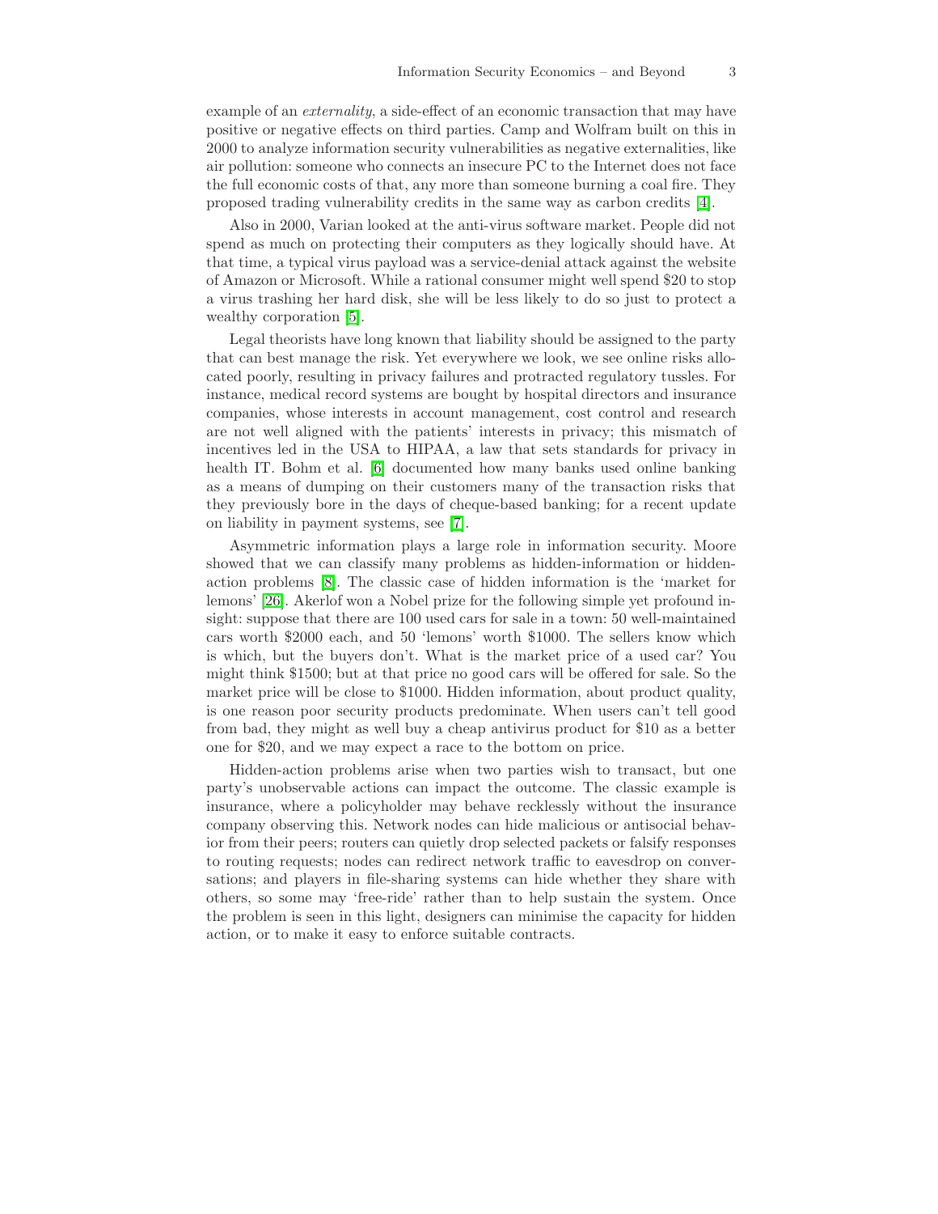example of an *externality*, a side-effect of an economic transaction that may have positive or negative effects on third parties. Camp and Wolfram built on this in 2000 to analyze information security vulnerabilities as negative externalities, like air pollution: someone who connects an insecure PC to the Internet does not face the full economic costs of that, any more than someone burning a coal fire. They proposed trading vulnerability credits in the same way as carbon credits [4].

Also in 2000, Varian looked at the anti-virus software market. People did not spend as much on protecting their computers as they logically should have. At that time, a typical virus payload was a service-denial attack against the website of Amazon or Microsoft. While a rational consumer might well spend $20 to stop a virus trashing her hard disk, she will be less likely to do so just to protect a wealthy corporation [5].

Legal theorists have long known that liability should be assigned to the party that can best manage the risk. Yet everywhere we look, we see online risks allocated poorly, resulting in privacy failures and protracted regulatory tussles. For instance, medical record systems are bought by hospital directors and insurance companies, whose interests in account management, cost control and research are not well aligned with the patients' interests in privacy; this mismatch of incentives led in the USA to HIPAA, a law that sets standards for privacy in health IT. Bohm et al. [6] documented how many banks used online banking as a means of dumping on their customers many of the transaction risks that they previously bore in the days of cheque-based banking; for a recent update on liability in payment systems, see [7].

Asymmetric information plays a large role in information security. Moore showed that we can classify many problems as hidden-information or hidden-action problems [8]. The classic case of hidden information is the 'market for lemons' [26]. Akerlof won a Nobel prize for the following simple yet profound insight: suppose that there are 100 used cars for sale in a town: 50 well-maintained cars worth $2000 each, and 50 'lemons' worth $1000. The sellers know which is which, but the buyers don't. What is the market price of a used car? You might think $1500; but at that price no good cars will be offered for sale. So the market price will be close to $1000. Hidden information, about product quality, is one reason poor security products predominate. When users can't tell good from bad, they might as well buy a cheap antivirus product for $10 as a better one for $20, and we may expect a race to the bottom on price.

Hidden-action problems arise when two parties wish to transact, but one party's unobservable actions can impact the outcome. The classic example is insurance, where a policyholder may behave recklessly without the insurance company observing this. Network nodes can hide malicious or antisocial behavior from their peers; routers can quietly drop selected packets or falsify responses to routing requests; nodes can redirect network traffic to eavesdrop on conversations; and players in file-sharing systems can hide whether they share with others, so some may 'free-ride' rather than to help sustain the system. Once the problem is seen in this light, designers can minimise the capacity for hidden action, or to make it easy to enforce suitable contracts.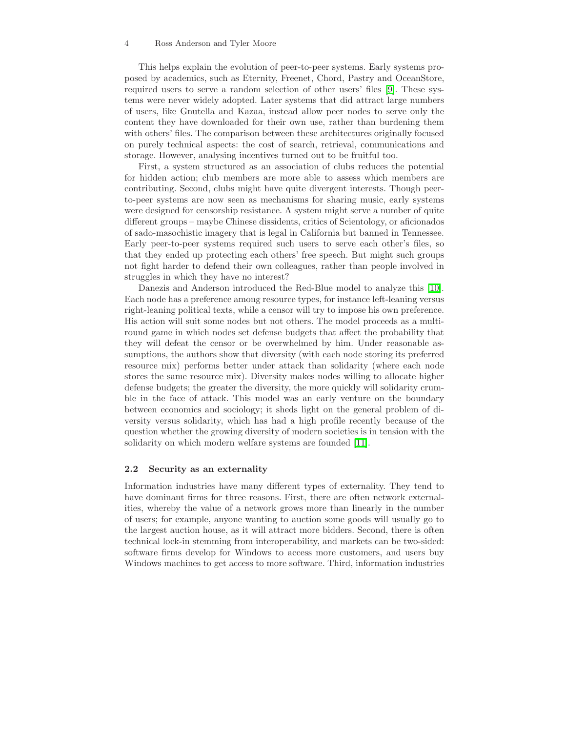This helps explain the evolution of peer-to-peer systems. Early systems proposed by academics, such as Eternity, Freenet, Chord, Pastry and OceanStore, required users to serve a random selection of other users' files [9]. These systems were never widely adopted. Later systems that did attract large numbers of users, like Gnutella and Kazaa, instead allow peer nodes to serve only the content they have downloaded for their own use, rather than burdening them with others' files. The comparison between these architectures originally focused on purely technical aspects: the cost of search, retrieval, communications and storage. However, analysing incentives turned out to be fruitful too.

First, a system structured as an association of clubs reduces the potential for hidden action; club members are more able to assess which members are contributing. Second, clubs might have quite divergent interests. Though peer-to-peer systems are now seen as mechanisms for sharing music, early systems were designed for censorship resistance. A system might serve a number of quite different groups – maybe Chinese dissidents, critics of Scientology, or aficionados of sado-masochistic imagery that is legal in California but banned in Tennessee. Early peer-to-peer systems required such users to serve each other's files, so that they ended up protecting each others' free speech. But might such groups not fight harder to defend their own colleagues, rather than people involved in struggles in which they have no interest?

Danezis and Anderson introduced the Red-Blue model to analyze this [10]. Each node has a preference among resource types, for instance left-leaning versus right-leaning political texts, while a censor will try to impose his own preference. His action will suit some nodes but not others. The model proceeds as a multi-round game in which nodes set defense budgets that affect the probability that they will defeat the censor or be overwhelmed by him. Under reasonable assumptions, the authors show that diversity (with each node storing its preferred resource mix) performs better under attack than solidarity (where each node stores the same resource mix). Diversity makes nodes willing to allocate higher defense budgets; the greater the diversity, the more quickly will solidarity crumble in the face of attack. This model was an early venture on the boundary between economics and sociology; it sheds light on the general problem of diversity versus solidarity, which has had a high profile recently because of the question whether the growing diversity of modern societies is in tension with the solidarity on which modern welfare systems are founded [11].

### 2.2 Security as an externality

Information industries have many different types of externality. They tend to have dominant firms for three reasons. First, there are often network externalities, whereby the value of a network grows more than linearly in the number of users; for example, anyone wanting to auction some goods will usually go to the largest auction house, as it will attract more bidders. Second, there is often technical lock-in stemming from interoperability, and markets can be two-sided: software firms develop for Windows to access more customers, and users buy Windows machines to get access to more software. Third, information industries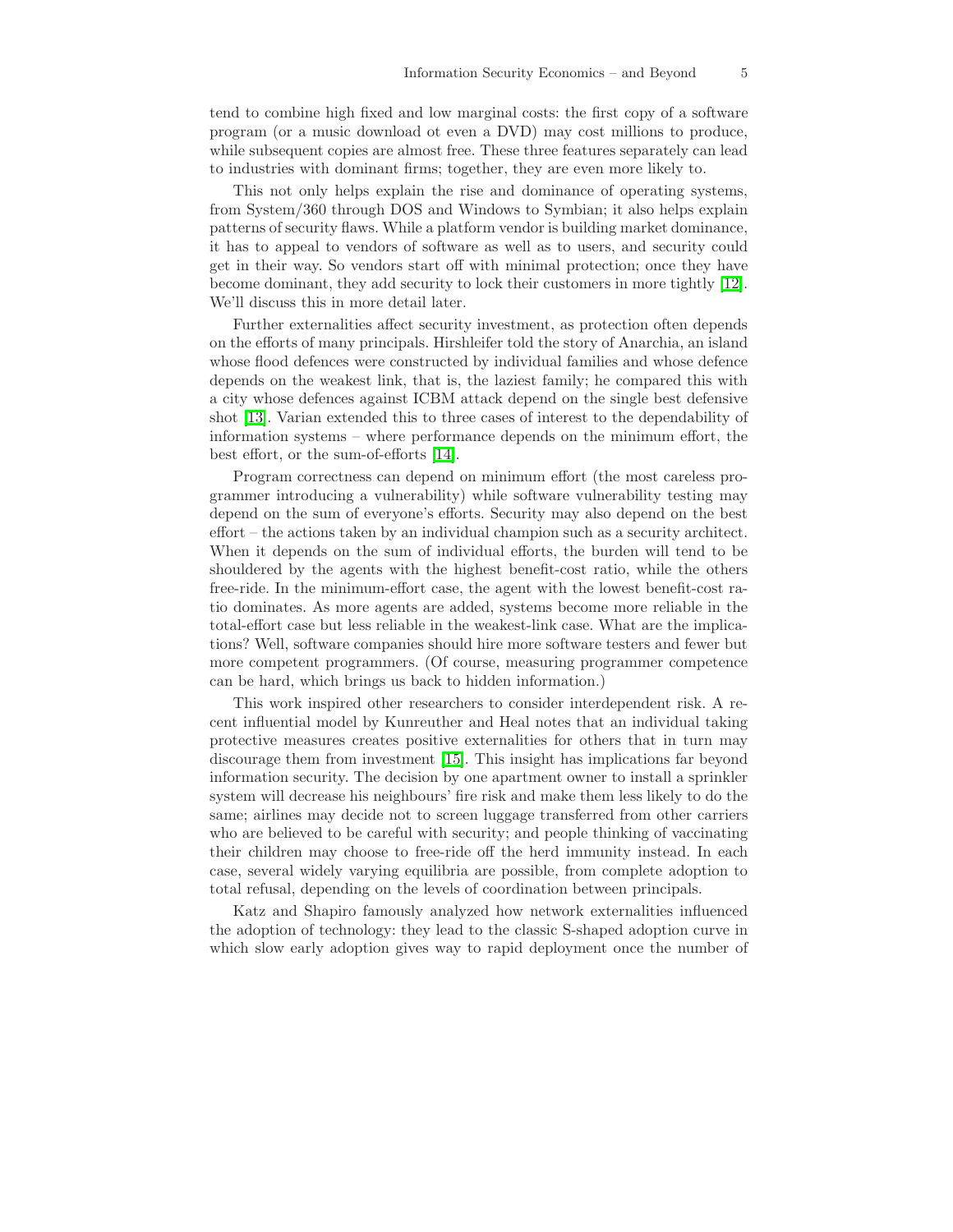tend to combine high fixed and low marginal costs: the first copy of a software program (or a music download ot even a DVD) may cost millions to produce, while subsequent copies are almost free. These three features separately can lead to industries with dominant firms; together, they are even more likely to.

This not only helps explain the rise and dominance of operating systems, from System/360 through DOS and Windows to Symbian; it also helps explain patterns of security flaws. While a platform vendor is building market dominance, it has to appeal to vendors of software as well as to users, and security could get in their way. So vendors start off with minimal protection; once they have become dominant, they add security to lock their customers in more tightly [12]. We'll discuss this in more detail later.

Further externalities affect security investment, as protection often depends on the efforts of many principals. Hirshleifer told the story of Anarchia, an island whose flood defences were constructed by individual families and whose defence depends on the weakest link, that is, the laziest family; he compared this with a city whose defences against ICBM attack depend on the single best defensive shot [13]. Varian extended this to three cases of interest to the dependability of information systems – where performance depends on the minimum effort, the best effort, or the sum-of-efforts [14].

Program correctness can depend on minimum effort (the most careless programmer introducing a vulnerability) while software vulnerability testing may depend on the sum of everyone's efforts. Security may also depend on the best effort – the actions taken by an individual champion such as a security architect. When it depends on the sum of individual efforts, the burden will tend to be shouldered by the agents with the highest benefit-cost ratio, while the others free-ride. In the minimum-effort case, the agent with the lowest benefit-cost ratio dominates. As more agents are added, systems become more reliable in the total-effort case but less reliable in the weakest-link case. What are the implications? Well, software companies should hire more software testers and fewer but more competent programmers. (Of course, measuring programmer competence can be hard, which brings us back to hidden information.)

This work inspired other researchers to consider interdependent risk. A recent influential model by Kunreuther and Heal notes that an individual taking protective measures creates positive externalities for others that in turn may discourage them from investment [15]. This insight has implications far beyond information security. The decision by one apartment owner to install a sprinkler system will decrease his neighbours' fire risk and make them less likely to do the same; airlines may decide not to screen luggage transferred from other carriers who are believed to be careful with security; and people thinking of vaccinating their children may choose to free-ride off the herd immunity instead. In each case, several widely varying equilibria are possible, from complete adoption to total refusal, depending on the levels of coordination between principals.

Katz and Shapiro famously analyzed how network externalities influenced the adoption of technology: they lead to the classic S-shaped adoption curve in which slow early adoption gives way to rapid deployment once the number of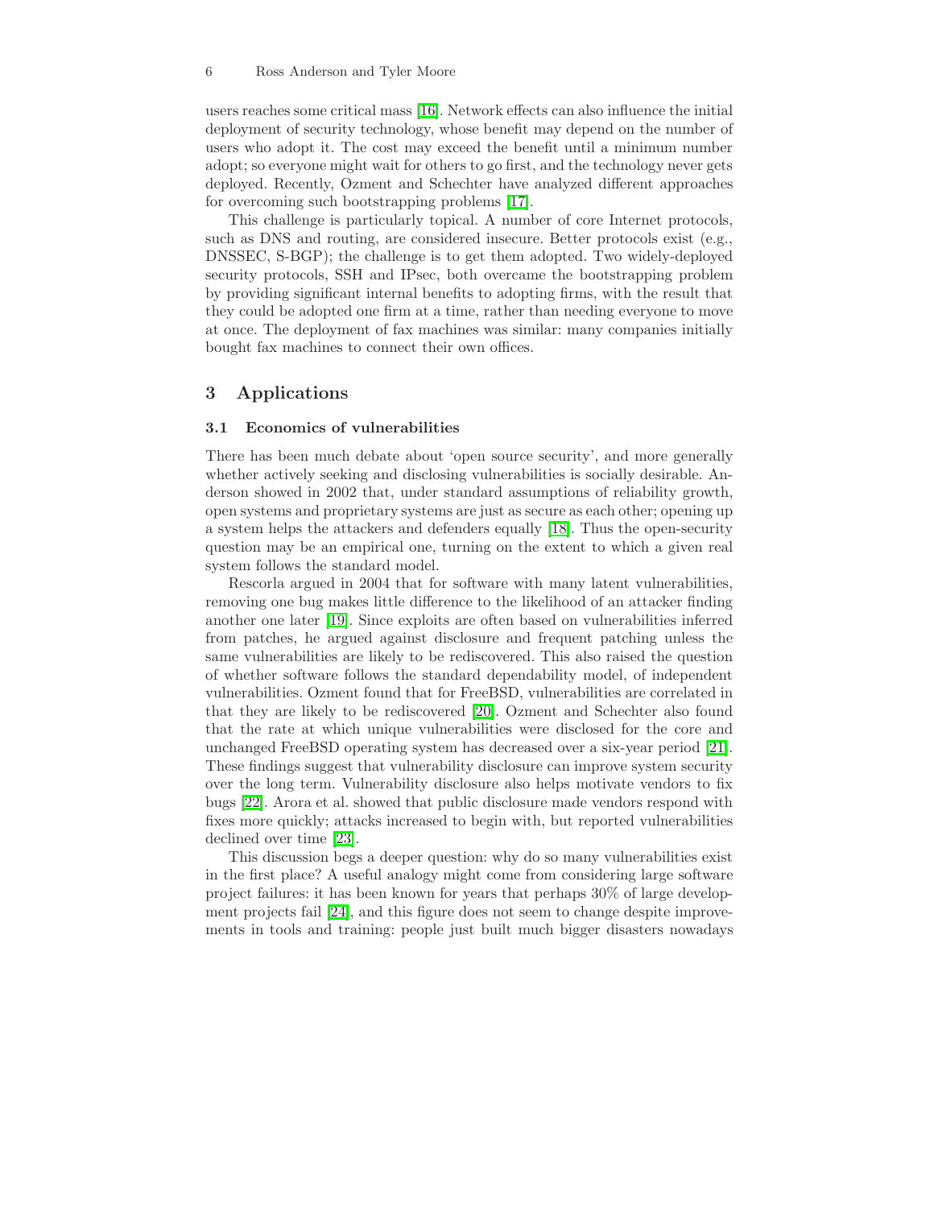users reaches some critical mass [16]. Network effects can also influence the initial deployment of security technology, whose benefit may depend on the number of users who adopt it. The cost may exceed the benefit until a minimum number adopt; so everyone might wait for others to go first, and the technology never gets deployed. Recently, Ozment and Schechter have analyzed different approaches for overcoming such bootstrapping problems [17].

This challenge is particularly topical. A number of core Internet protocols, such as DNS and routing, are considered insecure. Better protocols exist (e.g., DNSSEC, S-BGP); the challenge is to get them adopted. Two widely-deployed security protocols, SSH and IPsec, both overcame the bootstrapping problem by providing significant internal benefits to adopting firms, with the result that they could be adopted one firm at a time, rather than needing everyone to move at once. The deployment of fax machines was similar: many companies initially bought fax machines to connect their own offices.

## 3 Applications

### 3.1 Economics of vulnerabilities

There has been much debate about 'open source security', and more generally whether actively seeking and disclosing vulnerabilities is socially desirable. Anderson showed in 2002 that, under standard assumptions of reliability growth, open systems and proprietary systems are just as secure as each other; opening up a system helps the attackers and defenders equally [18]. Thus the open-security question may be an empirical one, turning on the extent to which a given real system follows the standard model.

Rescorla argued in 2004 that for software with many latent vulnerabilities, removing one bug makes little difference to the likelihood of an attacker finding another one later [19]. Since exploits are often based on vulnerabilities inferred from patches, he argued against disclosure and frequent patching unless the same vulnerabilities are likely to be rediscovered. This also raised the question of whether software follows the standard dependability model, of independent vulnerabilities. Ozment found that for FreeBSD, vulnerabilities are correlated in that they are likely to be rediscovered [20]. Ozment and Schechter also found that the rate at which unique vulnerabilities were disclosed for the core and unchanged FreeBSD operating system has decreased over a six-year period [21]. These findings suggest that vulnerability disclosure can improve system security over the long term. Vulnerability disclosure also helps motivate vendors to fix bugs [22]. Arora et al. showed that public disclosure made vendors respond with fixes more quickly; attacks increased to begin with, but reported vulnerabilities declined over time [23].

This discussion begs a deeper question: why do so many vulnerabilities exist in the first place? A useful analogy might come from considering large software project failures: it has been known for years that perhaps 30% of large development projects fail [24], and this figure does not seem to change despite improvements in tools and training: people just built much bigger disasters nowadays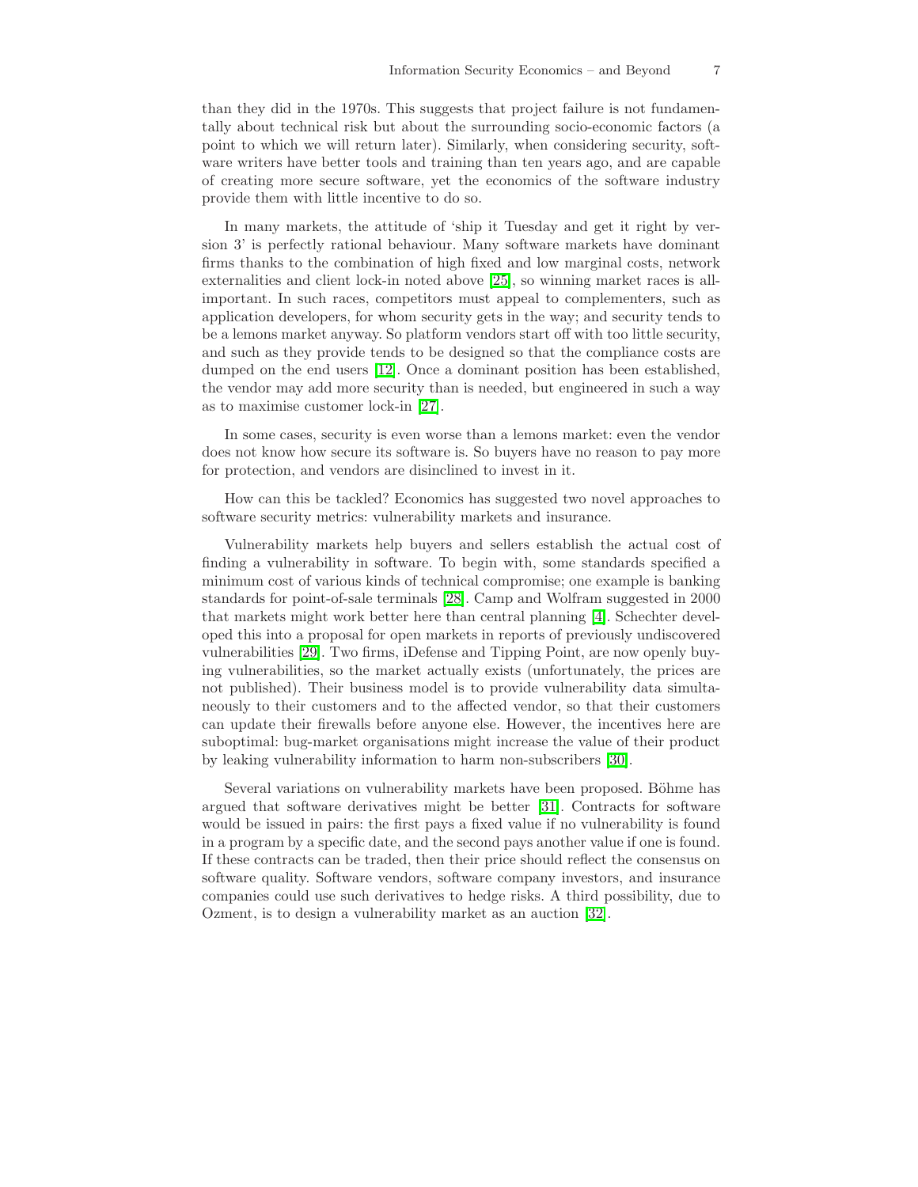than they did in the 1970s. This suggests that project failure is not fundamentally about technical risk but about the surrounding socio-economic factors (a point to which we will return later). Similarly, when considering security, software writers have better tools and training than ten years ago, and are capable of creating more secure software, yet the economics of the software industry provide them with little incentive to do so.

In many markets, the attitude of 'ship it Tuesday and get it right by version 3' is perfectly rational behaviour. Many software markets have dominant firms thanks to the combination of high fixed and low marginal costs, network externalities and client lock-in noted above [25], so winning market races is all-important. In such races, competitors must appeal to complementers, such as application developers, for whom security gets in the way; and security tends to be a lemons market anyway. So platform vendors start off with too little security, and such as they provide tends to be designed so that the compliance costs are dumped on the end users [12]. Once a dominant position has been established, the vendor may add more security than is needed, but engineered in such a way as to maximise customer lock-in [27].

In some cases, security is even worse than a lemons market: even the vendor does not know how secure its software is. So buyers have no reason to pay more for protection, and vendors are disinclined to invest in it.

How can this be tackled? Economics has suggested two novel approaches to software security metrics: vulnerability markets and insurance.

Vulnerability markets help buyers and sellers establish the actual cost of finding a vulnerability in software. To begin with, some standards specified a minimum cost of various kinds of technical compromise; one example is banking standards for point-of-sale terminals [28]. Camp and Wolfram suggested in 2000 that markets might work better here than central planning [4]. Schechter developed this into a proposal for open markets in reports of previously undiscovered vulnerabilities [29]. Two firms, iDefense and Tipping Point, are now openly buying vulnerabilities, so the market actually exists (unfortunately, the prices are not published). Their business model is to provide vulnerability data simultaneously to their customers and to the affected vendor, so that their customers can update their firewalls before anyone else. However, the incentives here are suboptimal: bug-market organisations might increase the value of their product by leaking vulnerability information to harm non-subscribers [30].

Several variations on vulnerability markets have been proposed. Böhme has argued that software derivatives might be better [31]. Contracts for software would be issued in pairs: the first pays a fixed value if no vulnerability is found in a program by a specific date, and the second pays another value if one is found. If these contracts can be traded, then their price should reflect the consensus on software quality. Software vendors, software company investors, and insurance companies could use such derivatives to hedge risks. A third possibility, due to Ozment, is to design a vulnerability market as an auction [32].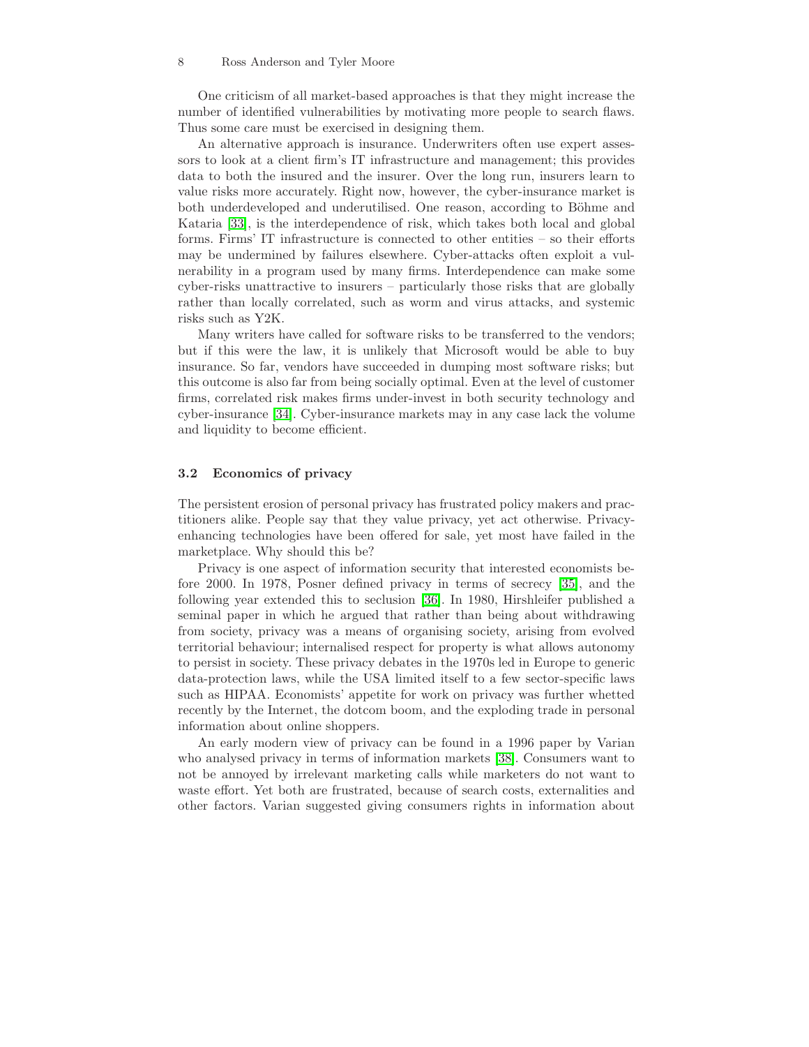One criticism of all market-based approaches is that they might increase the number of identified vulnerabilities by motivating more people to search flaws. Thus some care must be exercised in designing them.

An alternative approach is insurance. Underwriters often use expert assessors to look at a client firm's IT infrastructure and management; this provides data to both the insured and the insurer. Over the long run, insurers learn to value risks more accurately. Right now, however, the cyber-insurance market is both underdeveloped and underutilised. One reason, according to Böhme and Kataria [33], is the interdependence of risk, which takes both local and global forms. Firms' IT infrastructure is connected to other entities – so their efforts may be undermined by failures elsewhere. Cyber-attacks often exploit a vulnerability in a program used by many firms. Interdependence can make some cyber-risks unattractive to insurers – particularly those risks that are globally rather than locally correlated, such as worm and virus attacks, and systemic risks such as Y2K.

Many writers have called for software risks to be transferred to the vendors; but if this were the law, it is unlikely that Microsoft would be able to buy insurance. So far, vendors have succeeded in dumping most software risks; but this outcome is also far from being socially optimal. Even at the level of customer firms, correlated risk makes firms under-invest in both security technology and cyber-insurance [34]. Cyber-insurance markets may in any case lack the volume and liquidity to become efficient.

### 3.2 Economics of privacy

The persistent erosion of personal privacy has frustrated policy makers and practitioners alike. People say that they value privacy, yet act otherwise. Privacy-enhancing technologies have been offered for sale, yet most have failed in the marketplace. Why should this be?

Privacy is one aspect of information security that interested economists before 2000. In 1978, Posner defined privacy in terms of secrecy [35], and the following year extended this to seclusion [36]. In 1980, Hirshleifer published a seminal paper in which he argued that rather than being about withdrawing from society, privacy was a means of organising society, arising from evolved territorial behaviour; internalised respect for property is what allows autonomy to persist in society. These privacy debates in the 1970s led in Europe to generic data-protection laws, while the USA limited itself to a few sector-specific laws such as HIPAA. Economists' appetite for work on privacy was further whetted recently by the Internet, the dotcom boom, and the exploding trade in personal information about online shoppers.

An early modern view of privacy can be found in a 1996 paper by Varian who analysed privacy in terms of information markets [38]. Consumers want to not be annoyed by irrelevant marketing calls while marketers do not want to waste effort. Yet both are frustrated, because of search costs, externalities and other factors. Varian suggested giving consumers rights in information about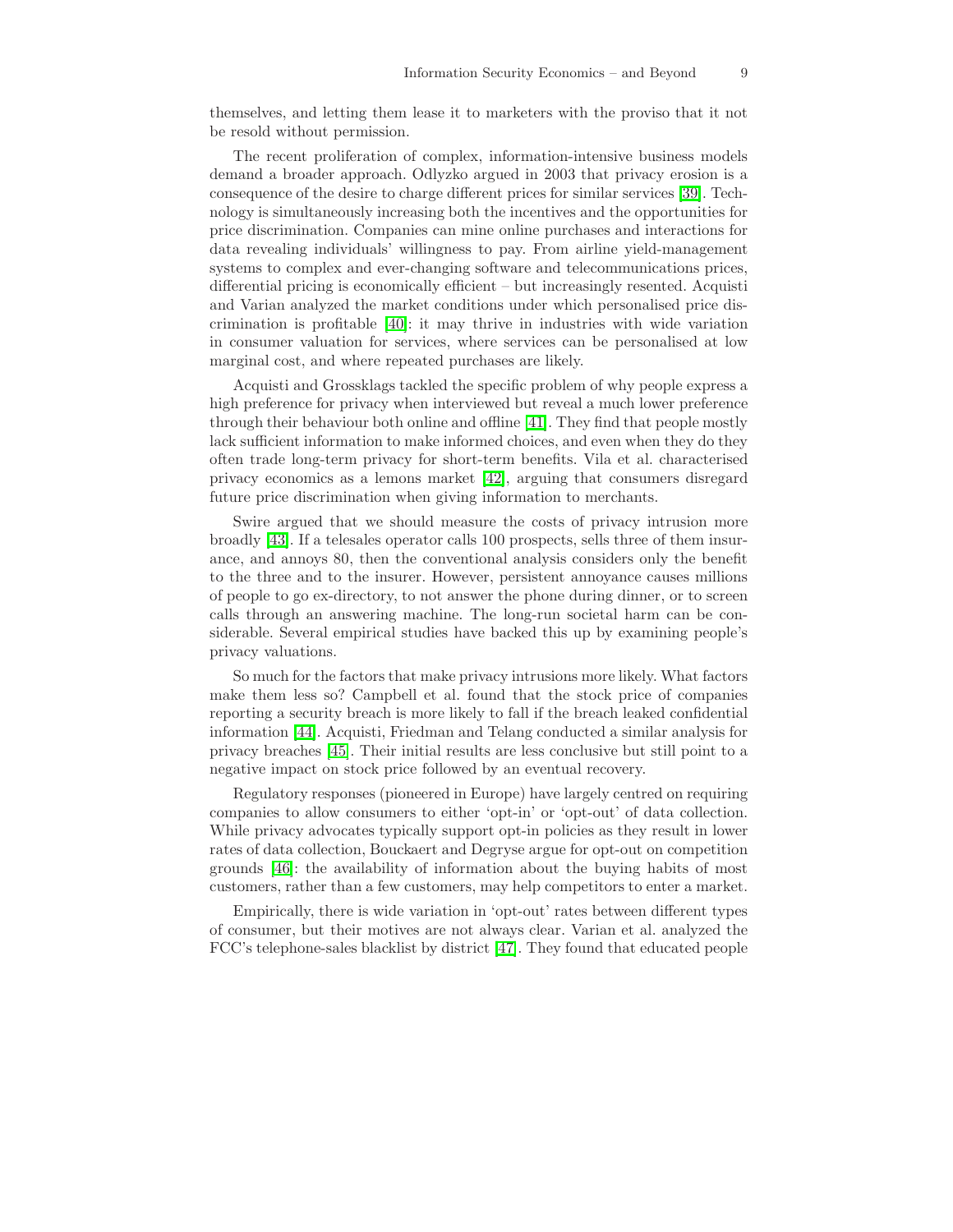themselves, and letting them lease it to marketers with the proviso that it not be resold without permission.

The recent proliferation of complex, information-intensive business models demand a broader approach. Odlyzko argued in 2003 that privacy erosion is a consequence of the desire to charge different prices for similar services [39]. Technology is simultaneously increasing both the incentives and the opportunities for price discrimination. Companies can mine online purchases and interactions for data revealing individuals' willingness to pay. From airline yield-management systems to complex and ever-changing software and telecommunications prices, differential pricing is economically efficient – but increasingly resented. Acquisti and Varian analyzed the market conditions under which personalised price discrimination is profitable [40]: it may thrive in industries with wide variation in consumer valuation for services, where services can be personalised at low marginal cost, and where repeated purchases are likely.

Acquisti and Grossklags tackled the specific problem of why people express a high preference for privacy when interviewed but reveal a much lower preference through their behaviour both online and offline [41]. They find that people mostly lack sufficient information to make informed choices, and even when they do they often trade long-term privacy for short-term benefits. Vila et al. characterised privacy economics as a lemons market [42], arguing that consumers disregard future price discrimination when giving information to merchants.

Swire argued that we should measure the costs of privacy intrusion more broadly [43]. If a telesales operator calls 100 prospects, sells three of them insurance, and annoys 80, then the conventional analysis considers only the benefit to the three and to the insurer. However, persistent annoyance causes millions of people to go ex-directory, to not answer the phone during dinner, or to screen calls through an answering machine. The long-run societal harm can be considerable. Several empirical studies have backed this up by examining people's privacy valuations.

So much for the factors that make privacy intrusions more likely. What factors make them less so? Campbell et al. found that the stock price of companies reporting a security breach is more likely to fall if the breach leaked confidential information [44]. Acquisti, Friedman and Telang conducted a similar analysis for privacy breaches [45]. Their initial results are less conclusive but still point to a negative impact on stock price followed by an eventual recovery.

Regulatory responses (pioneered in Europe) have largely centred on requiring companies to allow consumers to either 'opt-in' or 'opt-out' of data collection. While privacy advocates typically support opt-in policies as they result in lower rates of data collection, Bouckaert and Degryse argue for opt-out on competition grounds [46]: the availability of information about the buying habits of most customers, rather than a few customers, may help competitors to enter a market.

Empirically, there is wide variation in 'opt-out' rates between different types of consumer, but their motives are not always clear. Varian et al. analyzed the FCC's telephone-sales blacklist by district [47]. They found that educated people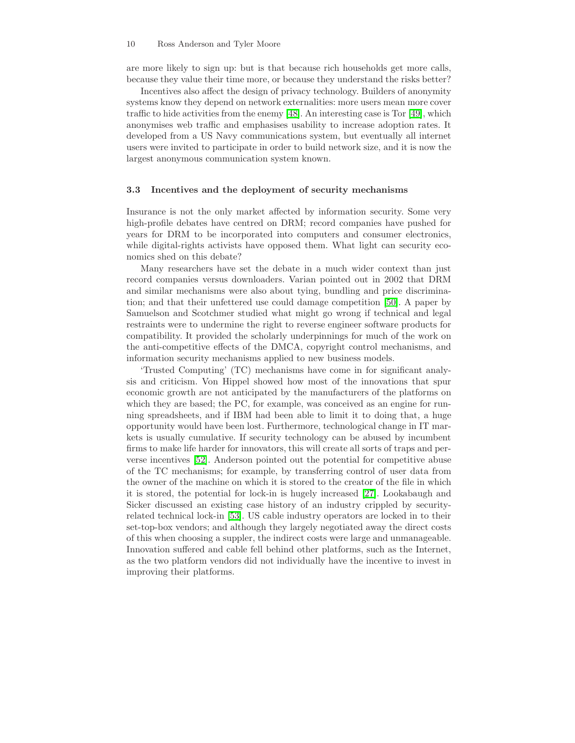are more likely to sign up: but is that because rich households get more calls, because they value their time more, or because they understand the risks better?

Incentives also affect the design of privacy technology. Builders of anonymity systems know they depend on network externalities: more users mean more cover traffic to hide activities from the enemy [48]. An interesting case is Tor [49], which anonymises web traffic and emphasises usability to increase adoption rates. It developed from a US Navy communications system, but eventually all internet users were invited to participate in order to build network size, and it is now the largest anonymous communication system known.

### 3.3 Incentives and the deployment of security mechanisms

Insurance is not the only market affected by information security. Some very high-profile debates have centred on DRM; record companies have pushed for years for DRM to be incorporated into computers and consumer electronics, while digital-rights activists have opposed them. What light can security economics shed on this debate?

Many researchers have set the debate in a much wider context than just record companies versus downloaders. Varian pointed out in 2002 that DRM and similar mechanisms were also about tying, bundling and price discrimination; and that their unfettered use could damage competition [50]. A paper by Samuelson and Scotchmer studied what might go wrong if technical and legal restraints were to undermine the right to reverse engineer software products for compatibility. It provided the scholarly underpinnings for much of the work on the anti-competitive effects of the DMCA, copyright control mechanisms, and information security mechanisms applied to new business models.

'Trusted Computing' (TC) mechanisms have come in for significant analysis and criticism. Von Hippel showed how most of the innovations that spur economic growth are not anticipated by the manufacturers of the platforms on which they are based; the PC, for example, was conceived as an engine for running spreadsheets, and if IBM had been able to limit it to doing that, a huge opportunity would have been lost. Furthermore, technological change in IT markets is usually cumulative. If security technology can be abused by incumbent firms to make life harder for innovators, this will create all sorts of traps and perverse incentives [52]. Anderson pointed out the potential for competitive abuse of the TC mechanisms; for example, by transferring control of user data from the owner of the machine on which it is stored to the creator of the file in which it is stored, the potential for lock-in is hugely increased [27]. Lookabaugh and Sicker discussed an existing case history of an industry crippled by security-related technical lock-in [53]. US cable industry operators are locked in to their set-top-box vendors; and although they largely negotiated away the direct costs of this when choosing a suppler, the indirect costs were large and unmanageable. Innovation suffered and cable fell behind other platforms, such as the Internet, as the two platform vendors did not individually have the incentive to invest in improving their platforms.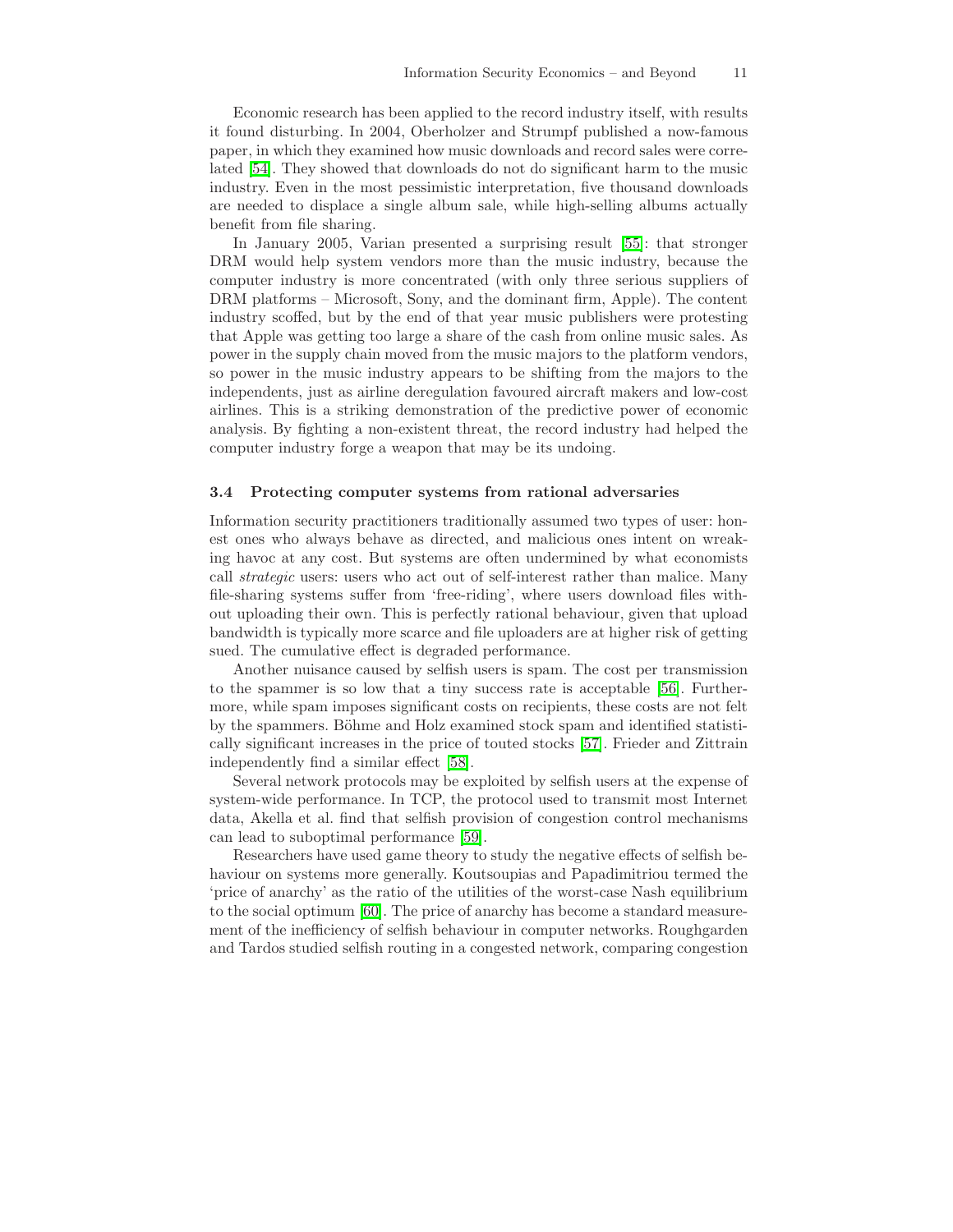Economic research has been applied to the record industry itself, with results it found disturbing. In 2004, Oberholzer and Strumpf published a now-famous paper, in which they examined how music downloads and record sales were correlated [54]. They showed that downloads do not do significant harm to the music industry. Even in the most pessimistic interpretation, five thousand downloads are needed to displace a single album sale, while high-selling albums actually benefit from file sharing.

In January 2005, Varian presented a surprising result [55]: that stronger DRM would help system vendors more than the music industry, because the computer industry is more concentrated (with only three serious suppliers of DRM platforms – Microsoft, Sony, and the dominant firm, Apple). The content industry scoffed, but by the end of that year music publishers were protesting that Apple was getting too large a share of the cash from online music sales. As power in the supply chain moved from the music majors to the platform vendors, so power in the music industry appears to be shifting from the majors to the independents, just as airline deregulation favoured aircraft makers and low-cost airlines. This is a striking demonstration of the predictive power of economic analysis. By fighting a non-existent threat, the record industry had helped the computer industry forge a weapon that may be its undoing.

### 3.4 Protecting computer systems from rational adversaries

Information security practitioners traditionally assumed two types of user: honest ones who always behave as directed, and malicious ones intent on wreaking havoc at any cost. But systems are often undermined by what economists call *strategic* users: users who act out of self-interest rather than malice. Many file-sharing systems suffer from 'free-riding', where users download files without uploading their own. This is perfectly rational behaviour, given that upload bandwidth is typically more scarce and file uploaders are at higher risk of getting sued. The cumulative effect is degraded performance.

Another nuisance caused by selfish users is spam. The cost per transmission to the spammer is so low that a tiny success rate is acceptable [56]. Furthermore, while spam imposes significant costs on recipients, these costs are not felt by the spammers. Böhme and Holz examined stock spam and identified statistically significant increases in the price of touted stocks [57]. Frieder and Zittrain independently find a similar effect [58].

Several network protocols may be exploited by selfish users at the expense of system-wide performance. In TCP, the protocol used to transmit most Internet data, Akella et al. find that selfish provision of congestion control mechanisms can lead to suboptimal performance [59].

Researchers have used game theory to study the negative effects of selfish behaviour on systems more generally. Koutsoupias and Papadimitriou termed the 'price of anarchy' as the ratio of the utilities of the worst-case Nash equilibrium to the social optimum [60]. The price of anarchy has become a standard measurement of the inefficiency of selfish behaviour in computer networks. Roughgarden and Tardos studied selfish routing in a congested network, comparing congestion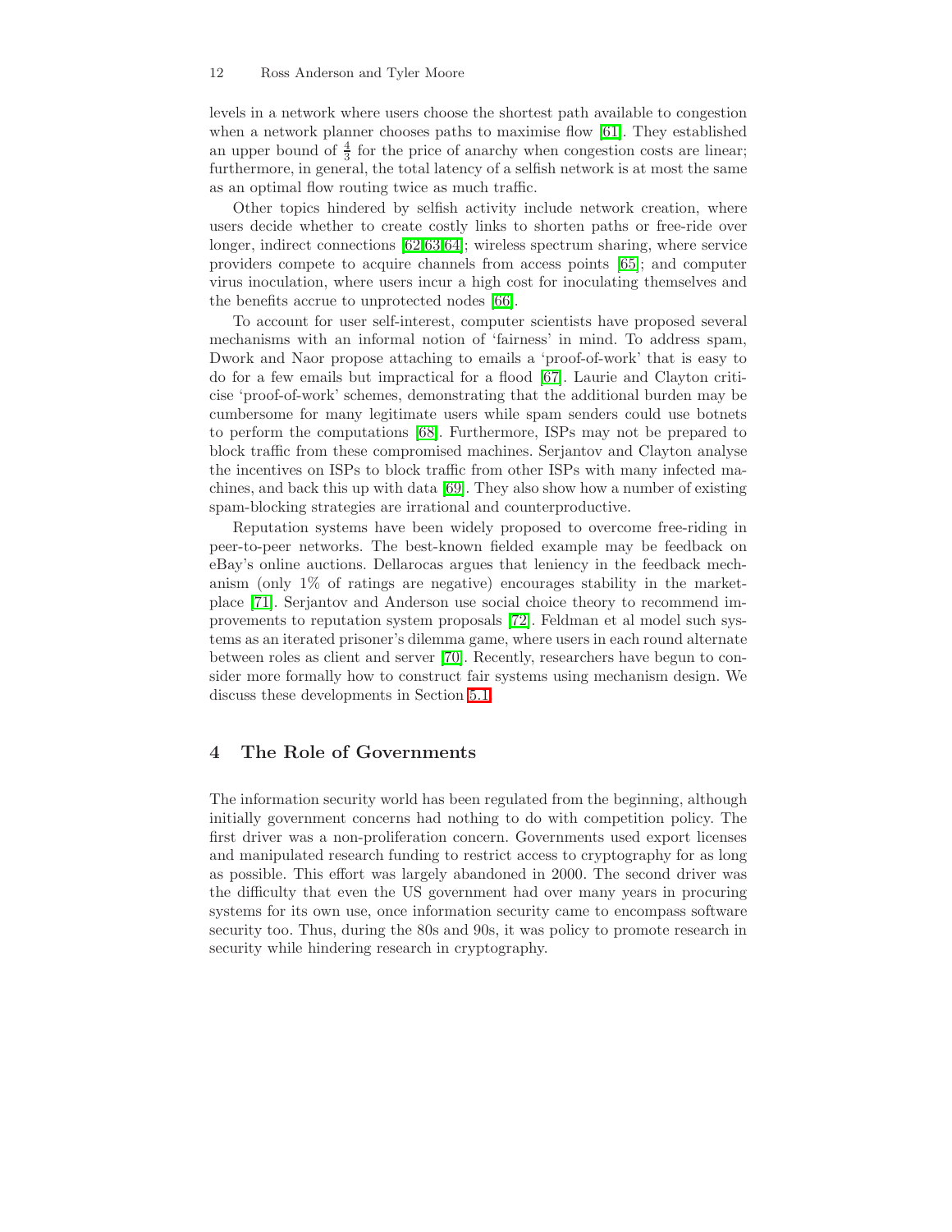levels in a network where users choose the shortest path available to congestion when a network planner chooses paths to maximise flow [61]. They established an upper bound of $\frac{4}{3}$ for the price of anarchy when congestion costs are linear; furthermore, in general, the total latency of a selfish network is at most the same as an optimal flow routing twice as much traffic.

Other topics hindered by selfish activity include network creation, where users decide whether to create costly links to shorten paths or free-ride over longer, indirect connections [62,63,64]; wireless spectrum sharing, where service providers compete to acquire channels from access points [65]; and computer virus inoculation, where users incur a high cost for inoculating themselves and the benefits accrue to unprotected nodes [66].

To account for user self-interest, computer scientists have proposed several mechanisms with an informal notion of 'fairness' in mind. To address spam, Dwork and Naor propose attaching to emails a 'proof-of-work' that is easy to do for a few emails but impractical for a flood [67]. Laurie and Clayton criticise 'proof-of-work' schemes, demonstrating that the additional burden may be cumbersome for many legitimate users while spam senders could use botnets to perform the computations [68]. Furthermore, ISPs may not be prepared to block traffic from these compromised machines. Serjantov and Clayton analyse the incentives on ISPs to block traffic from other ISPs with many infected machines, and back this up with data [69]. They also show how a number of existing spam-blocking strategies are irrational and counterproductive.

Reputation systems have been widely proposed to overcome free-riding in peer-to-peer networks. The best-known fielded example may be feedback on eBay's online auctions. Dellarocas argues that leniency in the feedback mechanism (only 1% of ratings are negative) encourages stability in the marketplace [71]. Serjantov and Anderson use social choice theory to recommend improvements to reputation system proposals [72]. Feldman et al model such systems as an iterated prisoner's dilemma game, where users in each round alternate between roles as client and server [70]. Recently, researchers have begun to consider more formally how to construct fair systems using mechanism design. We discuss these developments in Section 5.1.

## 4 The Role of Governments

The information security world has been regulated from the beginning, although initially government concerns had nothing to do with competition policy. The first driver was a non-proliferation concern. Governments used export licenses and manipulated research funding to restrict access to cryptography for as long as possible. This effort was largely abandoned in 2000. The second driver was the difficulty that even the US government had over many years in procuring systems for its own use, once information security came to encompass software security too. Thus, during the 80s and 90s, it was policy to promote research in security while hindering research in cryptography.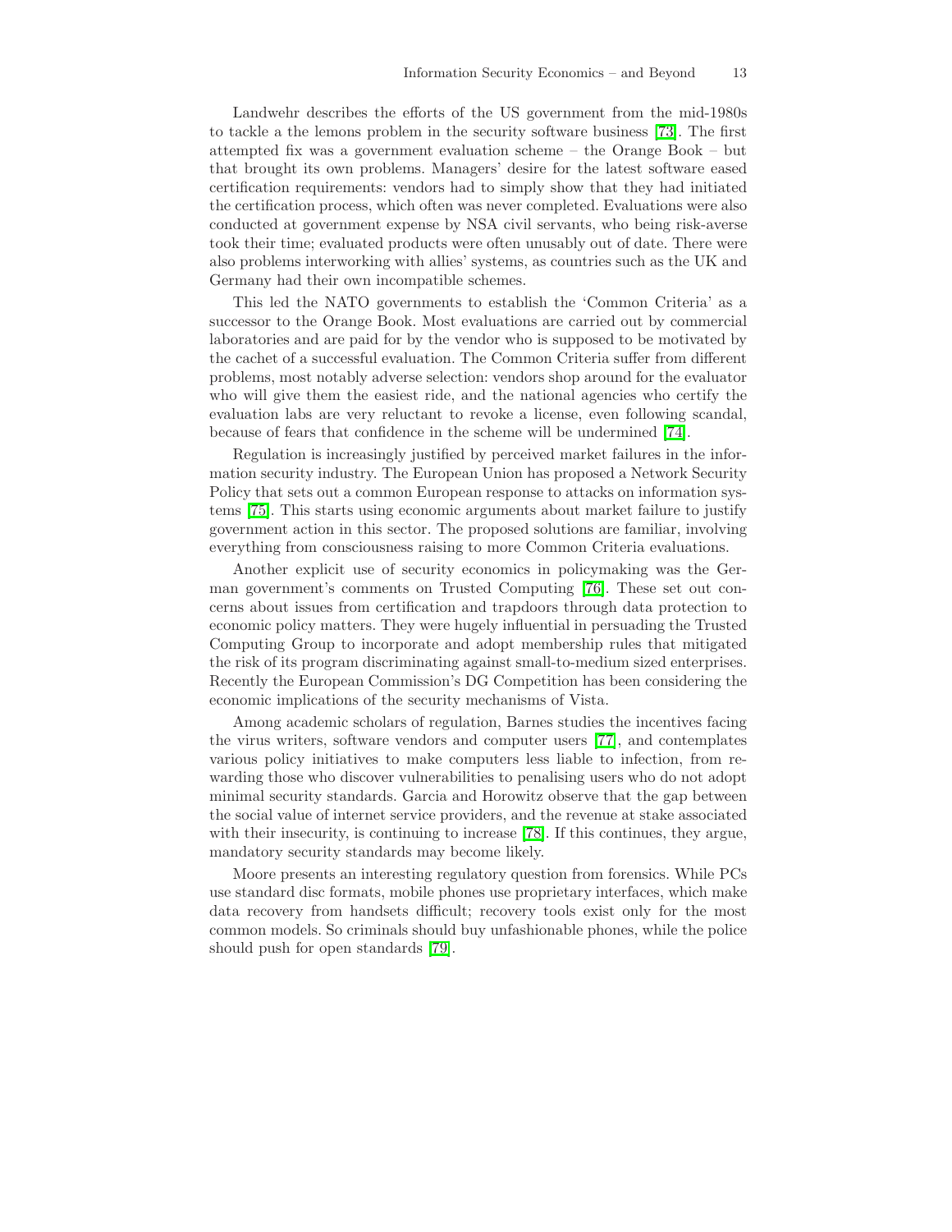Landwehr describes the efforts of the US government from the mid-1980s to tackle a the lemons problem in the security software business [73]. The first attempted fix was a government evaluation scheme – the Orange Book – but that brought its own problems. Managers' desire for the latest software eased certification requirements: vendors had to simply show that they had initiated the certification process, which often was never completed. Evaluations were also conducted at government expense by NSA civil servants, who being risk-averse took their time; evaluated products were often unusably out of date. There were also problems interworking with allies' systems, as countries such as the UK and Germany had their own incompatible schemes.

This led the NATO governments to establish the 'Common Criteria' as a successor to the Orange Book. Most evaluations are carried out by commercial laboratories and are paid for by the vendor who is supposed to be motivated by the cachet of a successful evaluation. The Common Criteria suffer from different problems, most notably adverse selection: vendors shop around for the evaluator who will give them the easiest ride, and the national agencies who certify the evaluation labs are very reluctant to revoke a license, even following scandal, because of fears that confidence in the scheme will be undermined [74].

Regulation is increasingly justified by perceived market failures in the information security industry. The European Union has proposed a Network Security Policy that sets out a common European response to attacks on information systems [75]. This starts using economic arguments about market failure to justify government action in this sector. The proposed solutions are familiar, involving everything from consciousness raising to more Common Criteria evaluations.

Another explicit use of security economics in policymaking was the German government's comments on Trusted Computing [76]. These set out concerns about issues from certification and trapdoors through data protection to economic policy matters. They were hugely influential in persuading the Trusted Computing Group to incorporate and adopt membership rules that mitigated the risk of its program discriminating against small-to-medium sized enterprises. Recently the European Commission's DG Competition has been considering the economic implications of the security mechanisms of Vista.

Among academic scholars of regulation, Barnes studies the incentives facing the virus writers, software vendors and computer users [77], and contemplates various policy initiatives to make computers less liable to infection, from rewarding those who discover vulnerabilities to penalising users who do not adopt minimal security standards. Garcia and Horowitz observe that the gap between the social value of internet service providers, and the revenue at stake associated with their insecurity, is continuing to increase [78]. If this continues, they argue, mandatory security standards may become likely.

Moore presents an interesting regulatory question from forensics. While PCs use standard disc formats, mobile phones use proprietary interfaces, which make data recovery from handsets difficult; recovery tools exist only for the most common models. So criminals should buy unfashionable phones, while the police should push for open standards [79].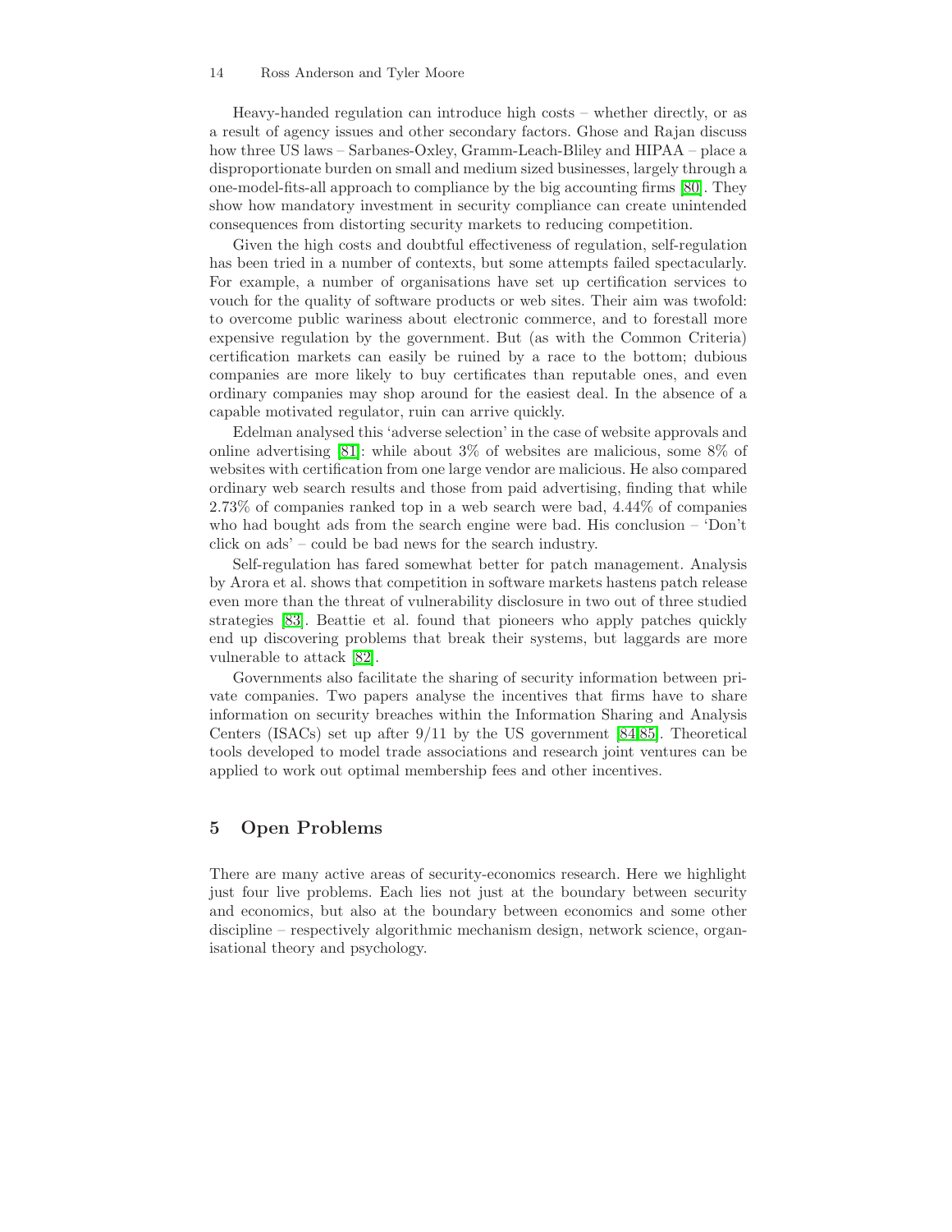Heavy-handed regulation can introduce high costs – whether directly, or as a result of agency issues and other secondary factors. Ghose and Rajan discuss how three US laws – Sarbanes-Oxley, Gramm-Leach-Bliley and HIPAA – place a disproportionate burden on small and medium sized businesses, largely through a one-model-fits-all approach to compliance by the big accounting firms [80]. They show how mandatory investment in security compliance can create unintended consequences from distorting security markets to reducing competition.

Given the high costs and doubtful effectiveness of regulation, self-regulation has been tried in a number of contexts, but some attempts failed spectacularly. For example, a number of organisations have set up certification services to vouch for the quality of software products or web sites. Their aim was twofold: to overcome public wariness about electronic commerce, and to forestall more expensive regulation by the government. But (as with the Common Criteria) certification markets can easily be ruined by a race to the bottom; dubious companies are more likely to buy certificates than reputable ones, and even ordinary companies may shop around for the easiest deal. In the absence of a capable motivated regulator, ruin can arrive quickly.

Edelman analysed this 'adverse selection' in the case of website approvals and online advertising [81]: while about 3% of websites are malicious, some 8% of websites with certification from one large vendor are malicious. He also compared ordinary web search results and those from paid advertising, finding that while 2.73% of companies ranked top in a web search were bad, 4.44% of companies who had bought ads from the search engine were bad. His conclusion – 'Don't click on ads' – could be bad news for the search industry.

Self-regulation has fared somewhat better for patch management. Analysis by Arora et al. shows that competition in software markets hastens patch release even more than the threat of vulnerability disclosure in two out of three studied strategies [83]. Beattie et al. found that pioneers who apply patches quickly end up discovering problems that break their systems, but laggards are more vulnerable to attack [82].

Governments also facilitate the sharing of security information between private companies. Two papers analyse the incentives that firms have to share information on security breaches within the Information Sharing and Analysis Centers (ISACs) set up after 9/11 by the US government [84,85]. Theoretical tools developed to model trade associations and research joint ventures can be applied to work out optimal membership fees and other incentives.

## 5 Open Problems

There are many active areas of security-economics research. Here we highlight just four live problems. Each lies not just at the boundary between security and economics, but also at the boundary between economics and some other discipline – respectively algorithmic mechanism design, network science, organisational theory and psychology.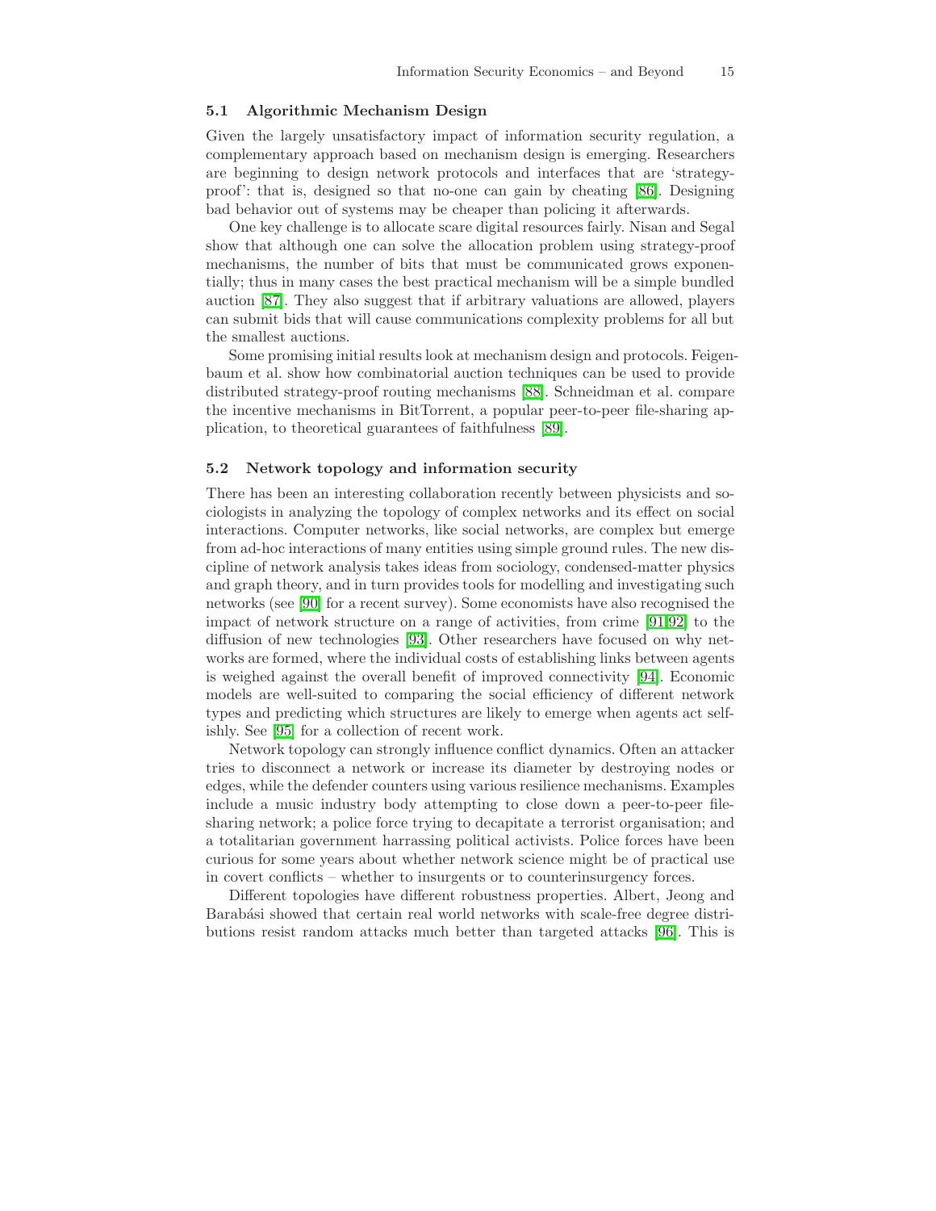### 5.1 Algorithmic Mechanism Design

Given the largely unsatisfactory impact of information security regulation, a complementary approach based on mechanism design is emerging. Researchers are beginning to design network protocols and interfaces that are 'strategy-proof': that is, designed so that no-one can gain by cheating [86]. Designing bad behavior out of systems may be cheaper than policing it afterwards.

One key challenge is to allocate scare digital resources fairly. Nisan and Segal show that although one can solve the allocation problem using strategy-proof mechanisms, the number of bits that must be communicated grows exponentially; thus in many cases the best practical mechanism will be a simple bundled auction [87]. They also suggest that if arbitrary valuations are allowed, players can submit bids that will cause communications complexity problems for all but the smallest auctions.

Some promising initial results look at mechanism design and protocols. Feigenbaum et al. show how combinatorial auction techniques can be used to provide distributed strategy-proof routing mechanisms [88]. Schneidman et al. compare the incentive mechanisms in BitTorrent, a popular peer-to-peer file-sharing application, to theoretical guarantees of faithfulness [89].

### 5.2 Network topology and information security

There has been an interesting collaboration recently between physicists and sociologists in analyzing the topology of complex networks and its effect on social interactions. Computer networks, like social networks, are complex but emerge from ad-hoc interactions of many entities using simple ground rules. The new discipline of network analysis takes ideas from sociology, condensed-matter physics and graph theory, and in turn provides tools for modelling and investigating such networks (see [90] for a recent survey). Some economists have also recognised the impact of network structure on a range of activities, from crime [91,92] to the diffusion of new technologies [93]. Other researchers have focused on why networks are formed, where the individual costs of establishing links between agents is weighed against the overall benefit of improved connectivity [94]. Economic models are well-suited to comparing the social efficiency of different network types and predicting which structures are likely to emerge when agents act selfishly. See [95] for a collection of recent work.

Network topology can strongly influence conflict dynamics. Often an attacker tries to disconnect a network or increase its diameter by destroying nodes or edges, while the defender counters using various resilience mechanisms. Examples include a music industry body attempting to close down a peer-to-peer file-sharing network; a police force trying to decapitate a terrorist organisation; and a totalitarian government harrassing political activists. Police forces have been curious for some years about whether network science might be of practical use in covert conflicts – whether to insurgents or to counterinsurgency forces.

Different topologies have different robustness properties. Albert, Jeong and Barabási showed that certain real world networks with scale-free degree distributions resist random attacks much better than targeted attacks [96]. This is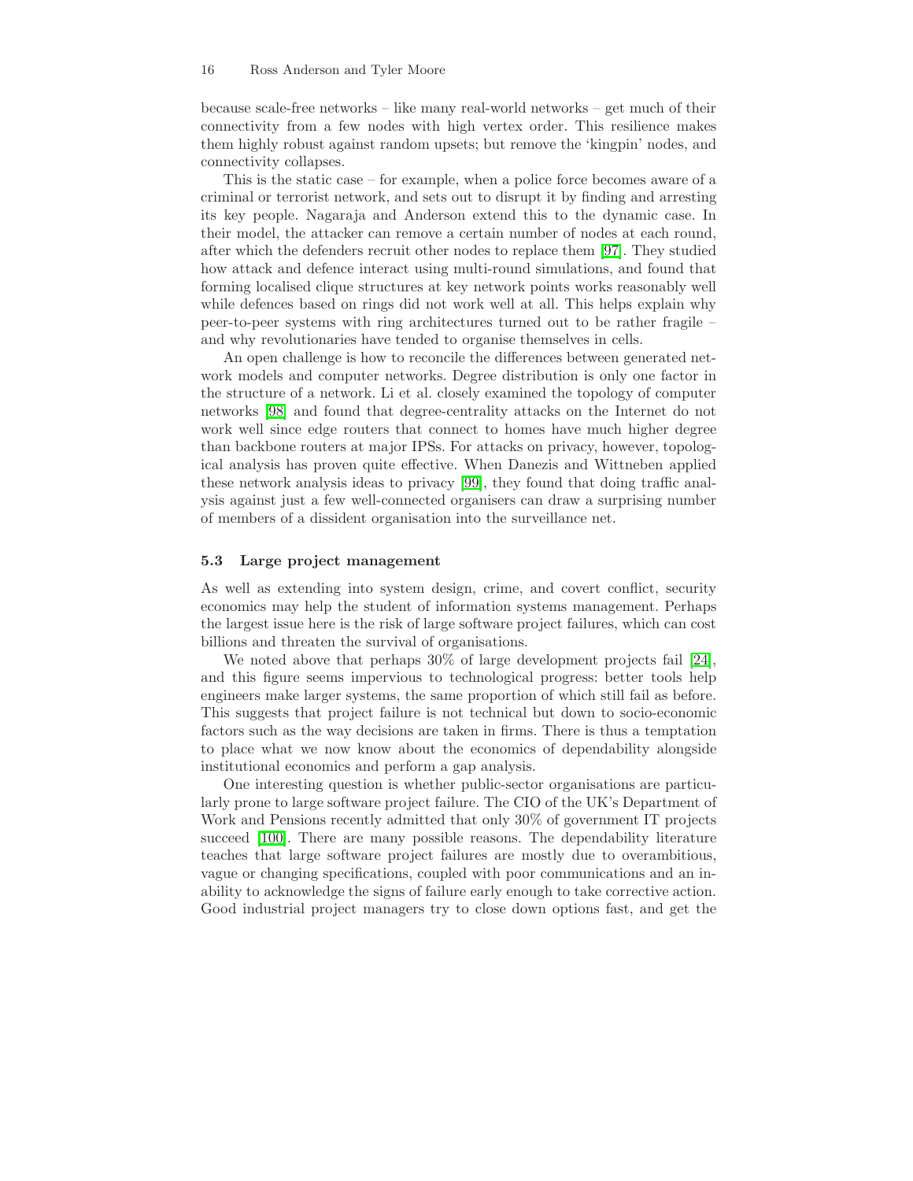because scale-free networks – like many real-world networks – get much of their connectivity from a few nodes with high vertex order. This resilience makes them highly robust against random upsets; but remove the 'kingpin' nodes, and connectivity collapses.

This is the static case – for example, when a police force becomes aware of a criminal or terrorist network, and sets out to disrupt it by finding and arresting its key people. Nagaraja and Anderson extend this to the dynamic case. In their model, the attacker can remove a certain number of nodes at each round, after which the defenders recruit other nodes to replace them [97]. They studied how attack and defence interact using multi-round simulations, and found that forming localised clique structures at key network points works reasonably well while defences based on rings did not work well at all. This helps explain why peer-to-peer systems with ring architectures turned out to be rather fragile – and why revolutionaries have tended to organise themselves in cells.

An open challenge is how to reconcile the differences between generated network models and computer networks. Degree distribution is only one factor in the structure of a network. Li et al. closely examined the topology of computer networks [98] and found that degree-centrality attacks on the Internet do not work well since edge routers that connect to homes have much higher degree than backbone routers at major IPSs. For attacks on privacy, however, topological analysis has proven quite effective. When Danezis and Wittneben applied these network analysis ideas to privacy [99], they found that doing traffic analysis against just a few well-connected organisers can draw a surprising number of members of a dissident organisation into the surveillance net.

### 5.3 Large project management

As well as extending into system design, crime, and covert conflict, security economics may help the student of information systems management. Perhaps the largest issue here is the risk of large software project failures, which can cost billions and threaten the survival of organisations.

We noted above that perhaps 30% of large development projects fail [24], and this figure seems impervious to technological progress: better tools help engineers make larger systems, the same proportion of which still fail as before. This suggests that project failure is not technical but down to socio-economic factors such as the way decisions are taken in firms. There is thus a temptation to place what we now know about the economics of dependability alongside institutional economics and perform a gap analysis.

One interesting question is whether public-sector organisations are particularly prone to large software project failure. The CIO of the UK's Department of Work and Pensions recently admitted that only 30% of government IT projects succeed [100]. There are many possible reasons. The dependability literature teaches that large software project failures are mostly due to overambitious, vague or changing specifications, coupled with poor communications and an inability to acknowledge the signs of failure early enough to take corrective action. Good industrial project managers try to close down options fast, and get the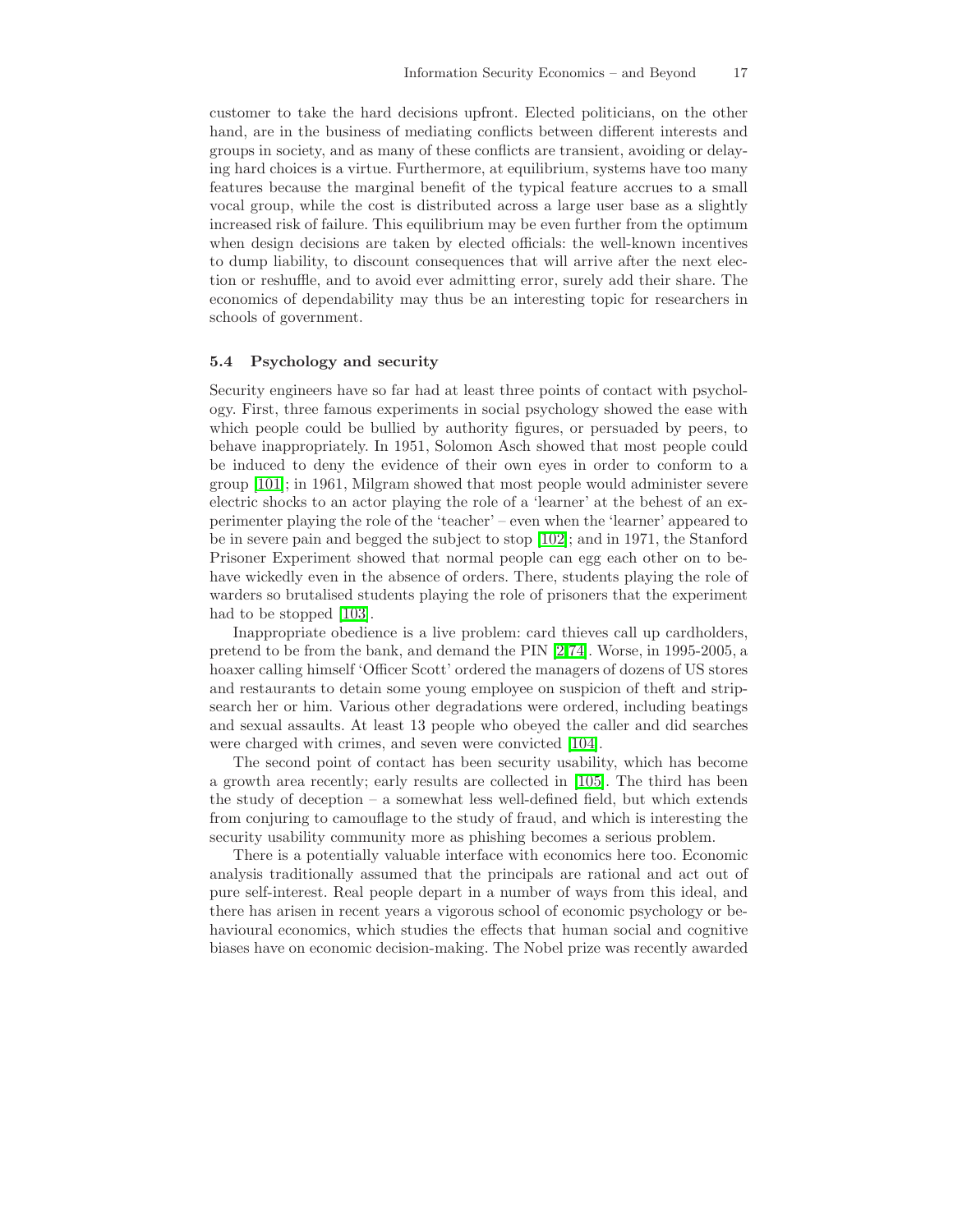customer to take the hard decisions upfront. Elected politicians, on the other hand, are in the business of mediating conflicts between different interests and groups in society, and as many of these conflicts are transient, avoiding or delaying hard choices is a virtue. Furthermore, at equilibrium, systems have too many features because the marginal benefit of the typical feature accrues to a small vocal group, while the cost is distributed across a large user base as a slightly increased risk of failure. This equilibrium may be even further from the optimum when design decisions are taken by elected officials: the well-known incentives to dump liability, to discount consequences that will arrive after the next election or reshuffle, and to avoid ever admitting error, surely add their share. The economics of dependability may thus be an interesting topic for researchers in schools of government.

### 5.4 Psychology and security

Security engineers have so far had at least three points of contact with psychology. First, three famous experiments in social psychology showed the ease with which people could be bullied by authority figures, or persuaded by peers, to behave inappropriately. In 1951, Solomon Asch showed that most people could be induced to deny the evidence of their own eyes in order to conform to a group [101]; in 1961, Milgram showed that most people would administer severe electric shocks to an actor playing the role of a 'learner' at the behest of an experimenter playing the role of the 'teacher' – even when the 'learner' appeared to be in severe pain and begged the subject to stop [102]; and in 1971, the Stanford Prisoner Experiment showed that normal people can egg each other on to behave wickedly even in the absence of orders. There, students playing the role of warders so brutalised students playing the role of prisoners that the experiment had to be stopped [103].

Inappropriate obedience is a live problem: card thieves call up cardholders, pretend to be from the bank, and demand the PIN [2,74]. Worse, in 1995-2005, a hoaxer calling himself 'Officer Scott' ordered the managers of dozens of US stores and restaurants to detain some young employee on suspicion of theft and strip-search her or him. Various other degradations were ordered, including beatings and sexual assaults. At least 13 people who obeyed the caller and did searches were charged with crimes, and seven were convicted [104].

The second point of contact has been security usability, which has become a growth area recently; early results are collected in [105]. The third has been the study of deception – a somewhat less well-defined field, but which extends from conjuring to camouflage to the study of fraud, and which is interesting the security usability community more as phishing becomes a serious problem.

There is a potentially valuable interface with economics here too. Economic analysis traditionally assumed that the principals are rational and act out of pure self-interest. Real people depart in a number of ways from this ideal, and there has arisen in recent years a vigorous school of economic psychology or behavioural economics, which studies the effects that human social and cognitive biases have on economic decision-making. The Nobel prize was recently awarded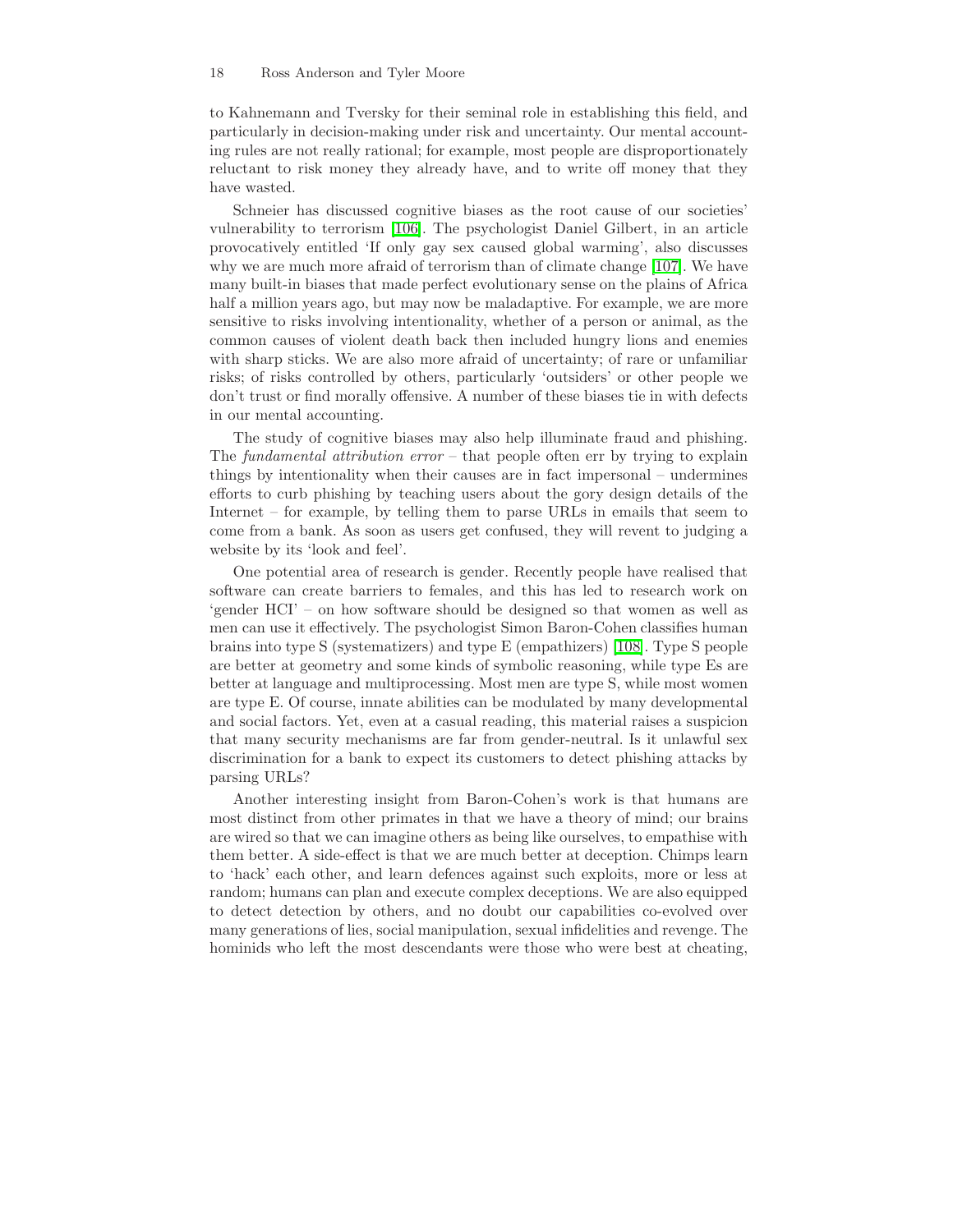to Kahnemann and Tversky for their seminal role in establishing this field, and particularly in decision-making under risk and uncertainty. Our mental accounting rules are not really rational; for example, most people are disproportionately reluctant to risk money they already have, and to write off money that they have wasted.

Schneier has discussed cognitive biases as the root cause of our societies' vulnerability to terrorism [106]. The psychologist Daniel Gilbert, in an article provocatively entitled 'If only gay sex caused global warming', also discusses why we are much more afraid of terrorism than of climate change [107]. We have many built-in biases that made perfect evolutionary sense on the plains of Africa half a million years ago, but may now be maladaptive. For example, we are more sensitive to risks involving intentionality, whether of a person or animal, as the common causes of violent death back then included hungry lions and enemies with sharp sticks. We are also more afraid of uncertainty; of rare or unfamiliar risks; of risks controlled by others, particularly 'outsiders' or other people we don't trust or find morally offensive. A number of these biases tie in with defects in our mental accounting.

The study of cognitive biases may also help illuminate fraud and phishing. The *fundamental attribution error* – that people often err by trying to explain things by intentionality when their causes are in fact impersonal – undermines efforts to curb phishing by teaching users about the gory design details of the Internet – for example, by telling them to parse URLs in emails that seem to come from a bank. As soon as users get confused, they will revent to judging a website by its 'look and feel'.

One potential area of research is gender. Recently people have realised that software can create barriers to females, and this has led to research work on 'gender HCI' – on how software should be designed so that women as well as men can use it effectively. The psychologist Simon Baron-Cohen classifies human brains into type S (systematizers) and type E (empathizers) [108]. Type S people are better at geometry and some kinds of symbolic reasoning, while type Es are better at language and multiprocessing. Most men are type S, while most women are type E. Of course, innate abilities can be modulated by many developmental and social factors. Yet, even at a casual reading, this material raises a suspicion that many security mechanisms are far from gender-neutral. Is it unlawful sex discrimination for a bank to expect its customers to detect phishing attacks by parsing URLs?

Another interesting insight from Baron-Cohen's work is that humans are most distinct from other primates in that we have a theory of mind; our brains are wired so that we can imagine others as being like ourselves, to empathise with them better. A side-effect is that we are much better at deception. Chimps learn to 'hack' each other, and learn defences against such exploits, more or less at random; humans can plan and execute complex deceptions. We are also equipped to detect detection by others, and no doubt our capabilities co-evolved over many generations of lies, social manipulation, sexual infidelities and revenge. The hominids who left the most descendants were those who were best at cheating,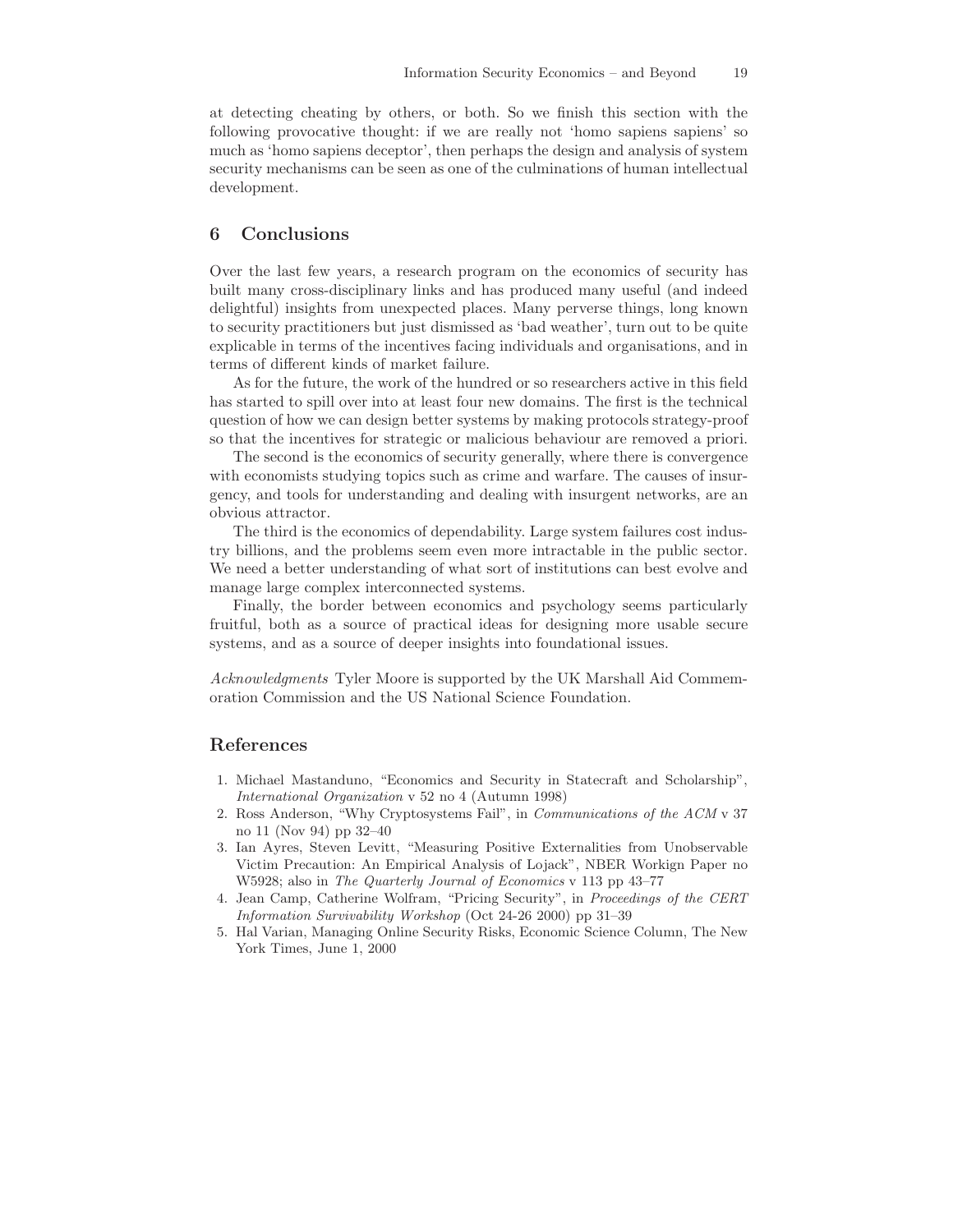at detecting cheating by others, or both. So we finish this section with the following provocative thought: if we are really not 'homo sapiens sapiens' so much as 'homo sapiens deceptor', then perhaps the design and analysis of system security mechanisms can be seen as one of the culminations of human intellectual development.

## 6 Conclusions

Over the last few years, a research program on the economics of security has built many cross-disciplinary links and has produced many useful (and indeed delightful) insights from unexpected places. Many perverse things, long known to security practitioners but just dismissed as 'bad weather', turn out to be quite explicable in terms of the incentives facing individuals and organisations, and in terms of different kinds of market failure.

As for the future, the work of the hundred or so researchers active in this field has started to spill over into at least four new domains. The first is the technical question of how we can design better systems by making protocols strategy-proof so that the incentives for strategic or malicious behaviour are removed a priori.

The second is the economics of security generally, where there is convergence with economists studying topics such as crime and warfare. The causes of insurgency, and tools for understanding and dealing with insurgent networks, are an obvious attractor.

The third is the economics of dependability. Large system failures cost industry billions, and the problems seem even more intractable in the public sector. We need a better understanding of what sort of institutions can best evolve and manage large complex interconnected systems.

Finally, the border between economics and psychology seems particularly fruitful, both as a source of practical ideas for designing more usable secure systems, and as a source of deeper insights into foundational issues.

*Acknowledgments* Tyler Moore is supported by the UK Marshall Aid Commemoration Commission and the US National Science Foundation.

## References

1. Michael Mastanduno, "Economics and Security in Statecraft and Scholarship", *International Organization* v 52 no 4 (Autumn 1998)
2. Ross Anderson, "Why Cryptosystems Fail", in *Communications of the ACM* v 37 no 11 (Nov 94) pp 32–40
3. Ian Ayres, Steven Levitt, "Measuring Positive Externalities from Unobservable Victim Precaution: An Empirical Analysis of Lojack", NBER Workign Paper no W5928; also in *The Quarterly Journal of Economics* v 113 pp 43–77
4. Jean Camp, Catherine Wolfram, "Pricing Security", in *Proceedings of the CERT Information Survivability Workshop* (Oct 24-26 2000) pp 31–39
5. Hal Varian, Managing Online Security Risks, Economic Science Column, The New York Times, June 1, 2000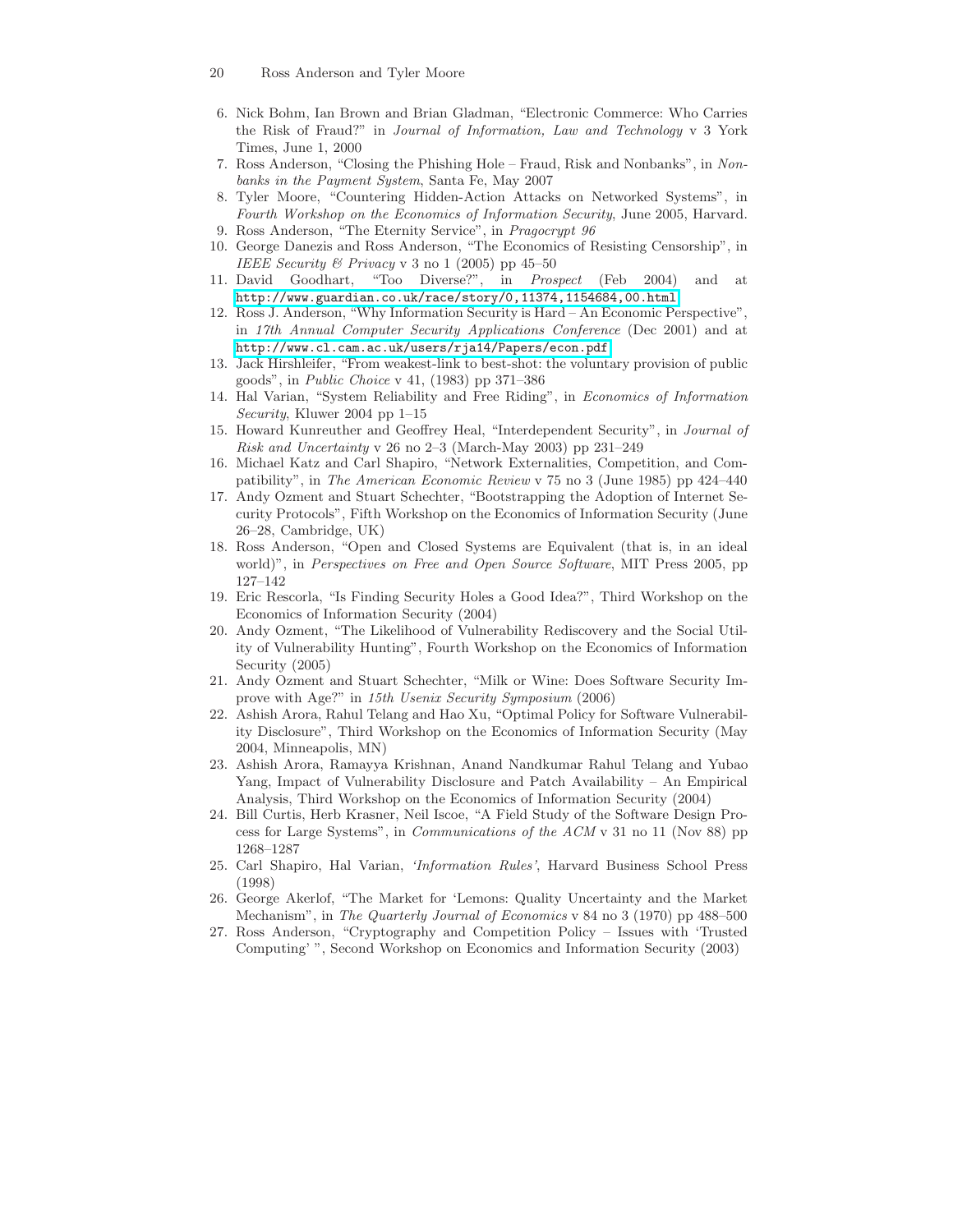6. Nick Bohm, Ian Brown and Brian Gladman, "Electronic Commerce: Who Carries the Risk of Fraud?" in *Journal of Information, Law and Technology* v 3 York Times, June 1, 2000
7. Ross Anderson, "Closing the Phishing Hole – Fraud, Risk and Nonbanks", in *Nonbanks in the Payment System*, Santa Fe, May 2007
8. Tyler Moore, "Countering Hidden-Action Attacks on Networked Systems", in *Fourth Workshop on the Economics of Information Security*, June 2005, Harvard.
9. Ross Anderson, "The Eternity Service", in *Pragocrypt 96*
10. George Danezis and Ross Anderson, "The Economics of Resisting Censorship", in *IEEE Security & Privacy* v 3 no 1 (2005) pp 45–50
11. David Goodhart, "Too Diverse?", in *Prospect* (Feb 2004) and at http://www.guardian.co.uk/race/story/0,11374,1154684,00.html
12. Ross J. Anderson, "Why Information Security is Hard – An Economic Perspective", in *17th Annual Computer Security Applications Conference* (Dec 2001) and at http://www.cl.cam.ac.uk/users/rja14/Papers/econ.pdf
13. Jack Hirshleifer, "From weakest-link to best-shot: the voluntary provision of public goods", in *Public Choice* v 41, (1983) pp 371–386
14. Hal Varian, "System Reliability and Free Riding", in *Economics of Information Security*, Kluwer 2004 pp 1–15
15. Howard Kunreuther and Geoffrey Heal, "Interdependent Security", in *Journal of Risk and Uncertainty* v 26 no 2–3 (March-May 2003) pp 231–249
16. Michael Katz and Carl Shapiro, "Network Externalities, Competition, and Compatibility", in *The American Economic Review* v 75 no 3 (June 1985) pp 424–440
17. Andy Ozment and Stuart Schechter, "Bootstrapping the Adoption of Internet Security Protocols", Fifth Workshop on the Economics of Information Security (June 26–28, Cambridge, UK)
18. Ross Anderson, "Open and Closed Systems are Equivalent (that is, in an ideal world)", in *Perspectives on Free and Open Source Software*, MIT Press 2005, pp 127–142
19. Eric Rescorla, "Is Finding Security Holes a Good Idea?", Third Workshop on the Economics of Information Security (2004)
20. Andy Ozment, "The Likelihood of Vulnerability Rediscovery and the Social Utility of Vulnerability Hunting", Fourth Workshop on the Economics of Information Security (2005)
21. Andy Ozment and Stuart Schechter, "Milk or Wine: Does Software Security Improve with Age?" in *15th Usenix Security Symposium* (2006)
22. Ashish Arora, Rahul Telang and Hao Xu, "Optimal Policy for Software Vulnerability Disclosure", Third Workshop on the Economics of Information Security (May 2004, Minneapolis, MN)
23. Ashish Arora, Ramayya Krishnan, Anand Nandkumar Rahul Telang and Yubao Yang, Impact of Vulnerability Disclosure and Patch Availability – An Empirical Analysis, Third Workshop on the Economics of Information Security (2004)
24. Bill Curtis, Herb Krasner, Neil Iscoe, "A Field Study of the Software Design Process for Large Systems", in *Communications of the ACM* v 31 no 11 (Nov 88) pp 1268–1287
25. Carl Shapiro, Hal Varian, *'Information Rules'*, Harvard Business School Press (1998)
26. George Akerlof, "The Market for 'Lemons: Quality Uncertainty and the Market Mechanism", in *The Quarterly Journal of Economics* v 84 no 3 (1970) pp 488–500
27. Ross Anderson, "Cryptography and Competition Policy – Issues with 'Trusted Computing' ", Second Workshop on Economics and Information Security (2003)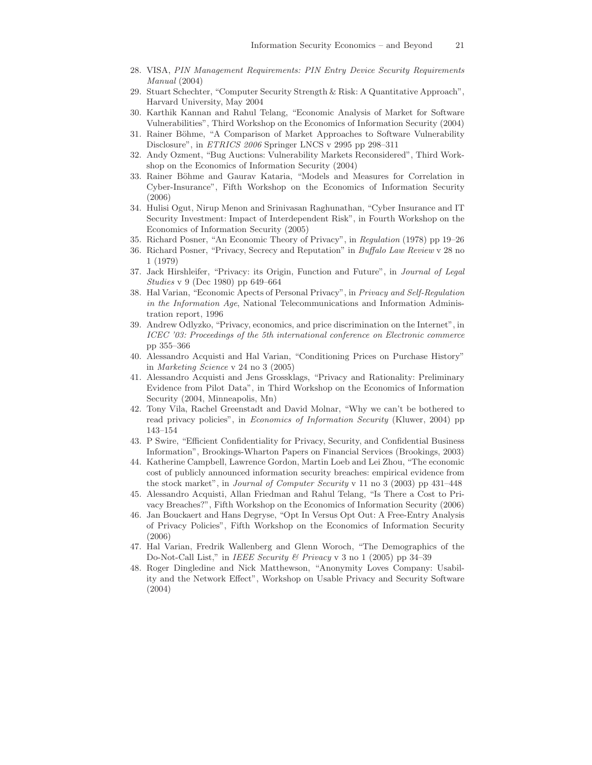28. VISA, *PIN Management Requirements: PIN Entry Device Security Requirements Manual* (2004)
29. Stuart Schechter, "Computer Security Strength & Risk: A Quantitative Approach", Harvard University, May 2004
30. Karthik Kannan and Rahul Telang, "Economic Analysis of Market for Software Vulnerabilities", Third Workshop on the Economics of Information Security (2004)
31. Rainer Böhme, "A Comparison of Market Approaches to Software Vulnerability Disclosure", in *ETRICS 2006* Springer LNCS v 2995 pp 298–311
32. Andy Ozment, "Bug Auctions: Vulnerability Markets Reconsidered", Third Workshop on the Economics of Information Security (2004)
33. Rainer Böhme and Gaurav Kataria, "Models and Measures for Correlation in Cyber-Insurance", Fifth Workshop on the Economics of Information Security (2006)
34. Hulisi Ogut, Nirup Menon and Srinivasan Raghunathan, "Cyber Insurance and IT Security Investment: Impact of Interdependent Risk", in Fourth Workshop on the Economics of Information Security (2005)
35. Richard Posner, "An Economic Theory of Privacy", in *Regulation* (1978) pp 19–26
36. Richard Posner, "Privacy, Secrecy and Reputation" in *Buffalo Law Review* v 28 no 1 (1979)
37. Jack Hirshleifer, "Privacy: its Origin, Function and Future", in *Journal of Legal Studies* v 9 (Dec 1980) pp 649–664
38. Hal Varian, "Economic Apects of Personal Privacy", in *Privacy and Self-Regulation in the Information Age*, National Telecommunications and Information Administration report, 1996
39. Andrew Odlyzko, "Privacy, economics, and price discrimination on the Internet", in *ICEC '03: Proceedings of the 5th international conference on Electronic commerce* pp 355–366
40. Alessandro Acquisti and Hal Varian, "Conditioning Prices on Purchase History" in *Marketing Science* v 24 no 3 (2005)
41. Alessandro Acquisti and Jens Grossklags, "Privacy and Rationality: Preliminary Evidence from Pilot Data", in Third Workshop on the Economics of Information Security (2004, Minneapolis, Mn)
42. Tony Vila, Rachel Greenstadt and David Molnar, "Why we can't be bothered to read privacy policies", in *Economics of Information Security* (Kluwer, 2004) pp 143–154
43. P Swire, "Efficient Confidentiality for Privacy, Security, and Confidential Business Information", Brookings-Wharton Papers on Financial Services (Brookings, 2003)
44. Katherine Campbell, Lawrence Gordon, Martin Loeb and Lei Zhou, "The economic cost of publicly announced information security breaches: empirical evidence from the stock market", in *Journal of Computer Security* v 11 no 3 (2003) pp 431–448
45. Alessandro Acquisti, Allan Friedman and Rahul Telang, "Is There a Cost to Privacy Breaches?", Fifth Workshop on the Economics of Information Security (2006)
46. Jan Bouckaert and Hans Degryse, "Opt In Versus Opt Out: A Free-Entry Analysis of Privacy Policies", Fifth Workshop on the Economics of Information Security (2006)
47. Hal Varian, Fredrik Wallenberg and Glenn Woroch, "The Demographics of the Do-Not-Call List," in *IEEE Security & Privacy* v 3 no 1 (2005) pp 34–39
48. Roger Dingledine and Nick Matthewson, "Anonymity Loves Company: Usability and the Network Effect", Workshop on Usable Privacy and Security Software (2004)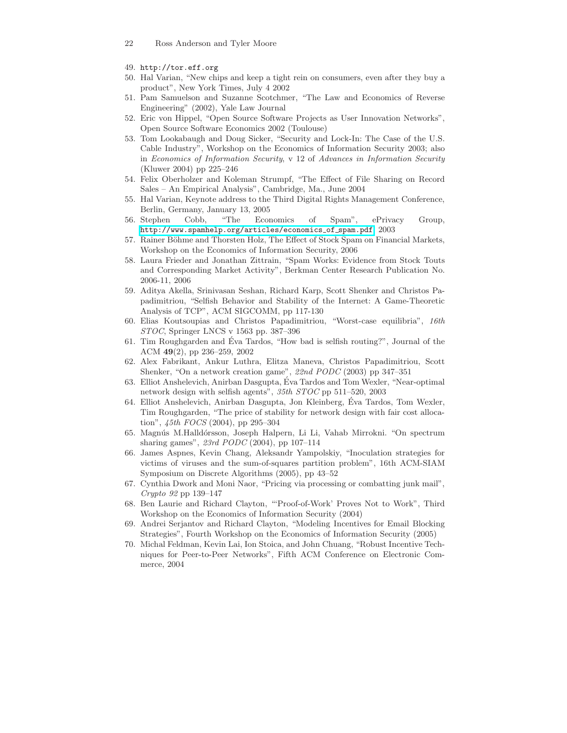49. http://tor.eff.org
50. Hal Varian, "New chips and keep a tight rein on consumers, even after they buy a product", New York Times, July 4 2002
51. Pam Samuelson and Suzanne Scotchmer, "The Law and Economics of Reverse Engineering" (2002), Yale Law Journal
52. Eric von Hippel, "Open Source Software Projects as User Innovation Networks", Open Source Software Economics 2002 (Toulouse)
53. Tom Lookabaugh and Doug Sicker, "Security and Lock-In: The Case of the U.S. Cable Industry", Workshop on the Economics of Information Security 2003; also in *Economics of Information Security*, v 12 of *Advances in Information Security* (Kluwer 2004) pp 225–246
54. Felix Oberholzer and Koleman Strumpf, "The Effect of File Sharing on Record Sales – An Empirical Analysis", Cambridge, Ma., June 2004
55. Hal Varian, Keynote address to the Third Digital Rights Management Conference, Berlin, Germany, January 13, 2005
56. Stephen Cobb, "The Economics of Spam", ePrivacy Group, http://www.spamhelp.org/articles/economics_of_spam.pdf, 2003
57. Rainer Böhme and Thorsten Holz, The Effect of Stock Spam on Financial Markets, Workshop on the Economics of Information Security, 2006
58. Laura Frieder and Jonathan Zittrain, "Spam Works: Evidence from Stock Touts and Corresponding Market Activity", Berkman Center Research Publication No. 2006-11, 2006
59. Aditya Akella, Srinivasan Seshan, Richard Karp, Scott Shenker and Christos Papadimitriou, "Selfish Behavior and Stability of the Internet: A Game-Theoretic Analysis of TCP", ACM SIGCOMM, pp 117-130
60. Elias Koutsoupias and Christos Papadimitriou, "Worst-case equilibria", *16th STOC*, Springer LNCS v 1563 pp. 387–396
61. Tim Roughgarden and Éva Tardos, "How bad is selfish routing?", Journal of the ACM **49**(2), pp 236–259, 2002
62. Alex Fabrikant, Ankur Luthra, Elitza Maneva, Christos Papadimitriou, Scott Shenker, "On a network creation game", *22nd PODC* (2003) pp 347–351
63. Elliot Anshelevich, Anirban Dasgupta, Éva Tardos and Tom Wexler, "Near-optimal network design with selfish agents", *35th STOC* pp 511–520, 2003
64. Elliot Anshelevich, Anirban Dasgupta, Jon Kleinberg, Éva Tardos, Tom Wexler, Tim Roughgarden, "The price of stability for network design with fair cost allocation", *45th FOCS* (2004), pp 295–304
65. Magnús M.Halldórsson, Joseph Halpern, Li Li, Vahab Mirrokni. "On spectrum sharing games", *23rd PODC* (2004), pp 107–114
66. James Aspnes, Kevin Chang, Aleksandr Yampolskiy, "Inoculation strategies for victims of viruses and the sum-of-squares partition problem", 16th ACM-SIAM Symposium on Discrete Algorithms (2005), pp 43–52
67. Cynthia Dwork and Moni Naor, "Pricing via processing or combatting junk mail", *Crypto 92* pp 139–147
68. Ben Laurie and Richard Clayton, "'Proof-of-Work' Proves Not to Work", Third Workshop on the Economics of Information Security (2004)
69. Andrei Serjantov and Richard Clayton, "Modeling Incentives for Email Blocking Strategies", Fourth Workshop on the Economics of Information Security (2005)
70. Michal Feldman, Kevin Lai, Ion Stoica, and John Chuang, "Robust Incentive Techniques for Peer-to-Peer Networks", Fifth ACM Conference on Electronic Commerce, 2004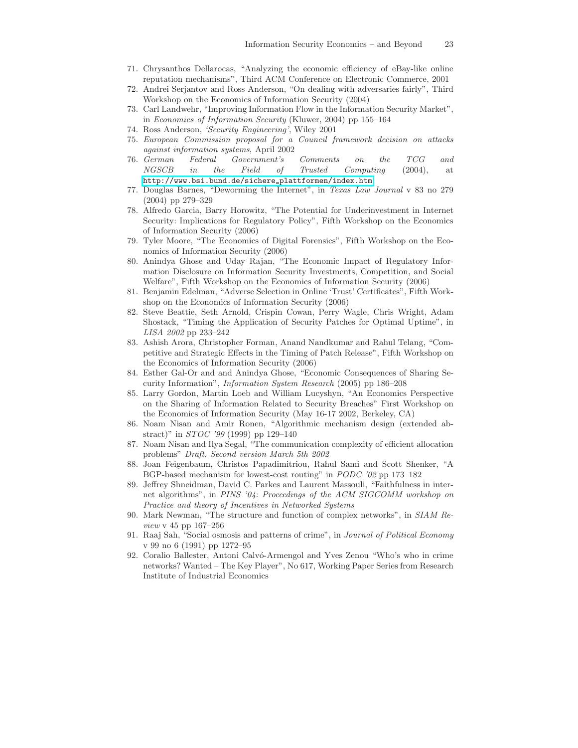71. Chrysanthos Dellarocas, "Analyzing the economic efficiency of eBay-like online reputation mechanisms", Third ACM Conference on Electronic Commerce, 2001
72. Andrei Serjantov and Ross Anderson, "On dealing with adversaries fairly", Third Workshop on the Economics of Information Security (2004)
73. Carl Landwehr, "Improving Information Flow in the Information Security Market", in *Economics of Information Security* (Kluwer, 2004) pp 155–164
74. Ross Anderson, *'Security Engineering'*, Wiley 2001
75. *European Commission proposal for a Council framework decision on attacks against information systems*, April 2002
76. *German Federal Government's Comments on the TCG and NGSCB in the Field of Trusted Computing* (2004), at http://www.bsi.bund.de/sichere_plattformen/index.htm
77. Douglas Barnes, "Deworming the Internet", in *Texas Law Journal* v 83 no 279 (2004) pp 279–329
78. Alfredo Garcia, Barry Horowitz, "The Potential for Underinvestment in Internet Security: Implications for Regulatory Policy", Fifth Workshop on the Economics of Information Security (2006)
79. Tyler Moore, "The Economics of Digital Forensics", Fifth Workshop on the Economics of Information Security (2006)
80. Anindya Ghose and Uday Rajan, "The Economic Impact of Regulatory Information Disclosure on Information Security Investments, Competition, and Social Welfare", Fifth Workshop on the Economics of Information Security (2006)
81. Benjamin Edelman, "Adverse Selection in Online 'Trust' Certificates", Fifth Workshop on the Economics of Information Security (2006)
82. Steve Beattie, Seth Arnold, Crispin Cowan, Perry Wagle, Chris Wright, Adam Shostack, "Timing the Application of Security Patches for Optimal Uptime", in *LISA 2002* pp 233–242
83. Ashish Arora, Christopher Forman, Anand Nandkumar and Rahul Telang, "Competitive and Strategic Effects in the Timing of Patch Release", Fifth Workshop on the Economics of Information Security (2006)
84. Esther Gal-Or and and Anindya Ghose, "Economic Consequences of Sharing Security Information", *Information System Research* (2005) pp 186–208
85. Larry Gordon, Martin Loeb and William Lucyshyn, "An Economics Perspective on the Sharing of Information Related to Security Breaches" First Workshop on the Economics of Information Security (May 16-17 2002, Berkeley, CA)
86. Noam Nisan and Amir Ronen, "Algorithmic mechanism design (extended abstract)" in *STOC '99* (1999) pp 129–140
87. Noam Nisan and Ilya Segal, "The communication complexity of efficient allocation problems" *Draft. Second version March 5th 2002*
88. Joan Feigenbaum, Christos Papadimitriou, Rahul Sami and Scott Shenker, "A BGP-based mechanism for lowest-cost routing" in *PODC '02* pp 173–182
89. Jeffrey Shneidman, David C. Parkes and Laurent Massouli, "Faithfulness in internet algorithms", in *PINS '04: Proceedings of the ACM SIGCOMM workshop on Practice and theory of Incentives in Networked Systems*
90. Mark Newman, "The structure and function of complex networks", in *SIAM Review* v 45 pp 167–256
91. Raaj Sah, "Social osmosis and patterns of crime", in *Journal of Political Economy* v 99 no 6 (1991) pp 1272–95
92. Coralio Ballester, Antoni Calvó-Armengol and Yves Zenou "Who's who in crime networks? Wanted – The Key Player", No 617, Working Paper Series from Research Institute of Industrial Economics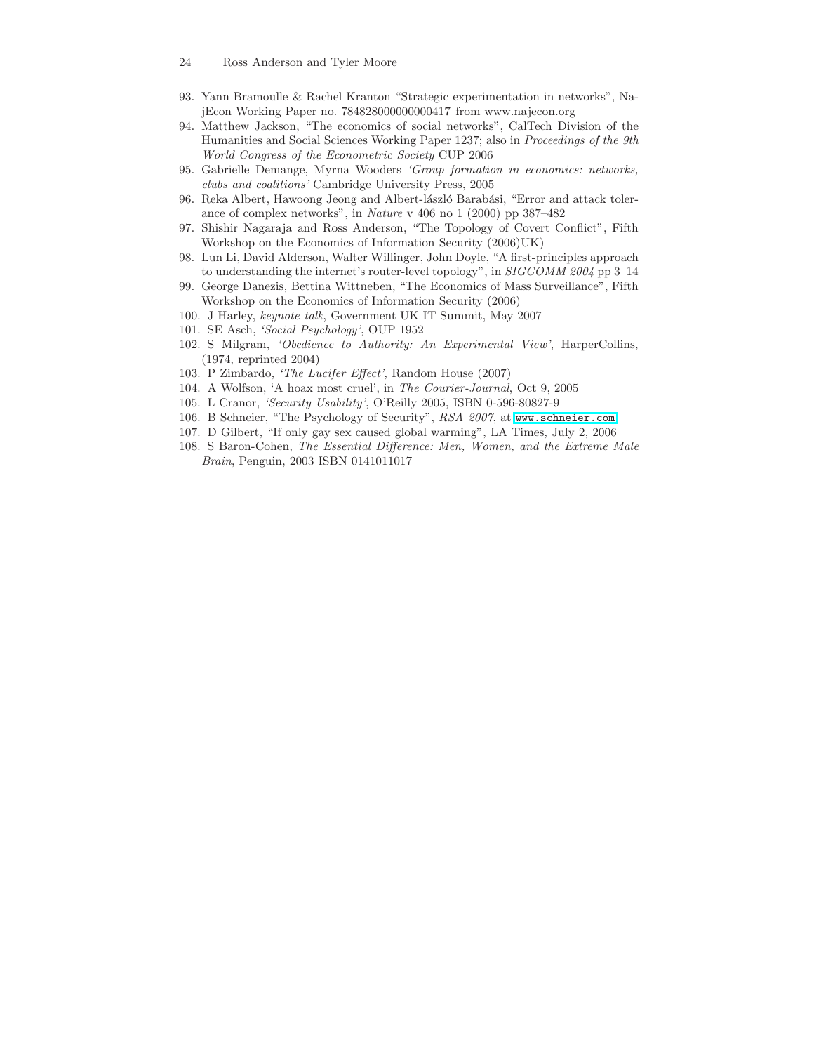93. Yann Bramoulle & Rachel Kranton "Strategic experimentation in networks", NajEcon Working Paper no. 784828000000000417 from www.najecon.org
94. Matthew Jackson, "The economics of social networks", CalTech Division of the Humanities and Social Sciences Working Paper 1237; also in *Proceedings of the 9th World Congress of the Econometric Society* CUP 2006
95. Gabrielle Demange, Myrna Wooders *'Group formation in economics: networks, clubs and coalitions'* Cambridge University Press, 2005
96. Reka Albert, Hawoong Jeong and Albert-lászló Barabási, "Error and attack tolerance of complex networks", in *Nature* v 406 no 1 (2000) pp 387–482
97. Shishir Nagaraja and Ross Anderson, "The Topology of Covert Conflict", Fifth Workshop on the Economics of Information Security (2006)UK)
98. Lun Li, David Alderson, Walter Willinger, John Doyle, "A first-principles approach to understanding the internet's router-level topology", in *SIGCOMM 2004* pp 3–14
99. George Danezis, Bettina Wittneben, "The Economics of Mass Surveillance", Fifth Workshop on the Economics of Information Security (2006)
100. J Harley, *keynote talk*, Government UK IT Summit, May 2007
101. SE Asch, *'Social Psychology'*, OUP 1952
102. S Milgram, *'Obedience to Authority: An Experimental View'*, HarperCollins, (1974, reprinted 2004)
103. P Zimbardo, *'The Lucifer Effect'*, Random House (2007)
104. A Wolfson, 'A hoax most cruel', in *The Courier-Journal*, Oct 9, 2005
105. L Cranor, *'Security Usability'*, O'Reilly 2005, ISBN 0-596-80827-9
106. B Schneier, "The Psychology of Security", *RSA 2007*, at www.schneier.com
107. D Gilbert, "If only gay sex caused global warming", LA Times, July 2, 2006
108. S Baron-Cohen, *The Essential Difference: Men, Women, and the Extreme Male Brain*, Penguin, 2003 ISBN 0141011017